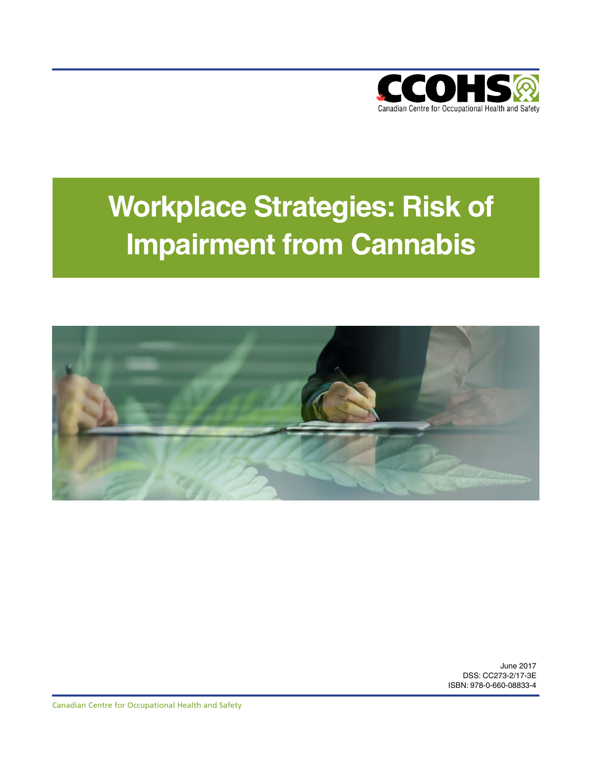CCOHS

Canadian Centre for Occupational Health and Safety

# Workplace Strategies: Risk of Impairment from Cannabis

June 2017
DSS: CC273-2/17-3E
ISBN: 978-0-660-08833-4

Canadian Centre for Occupational Health and Safety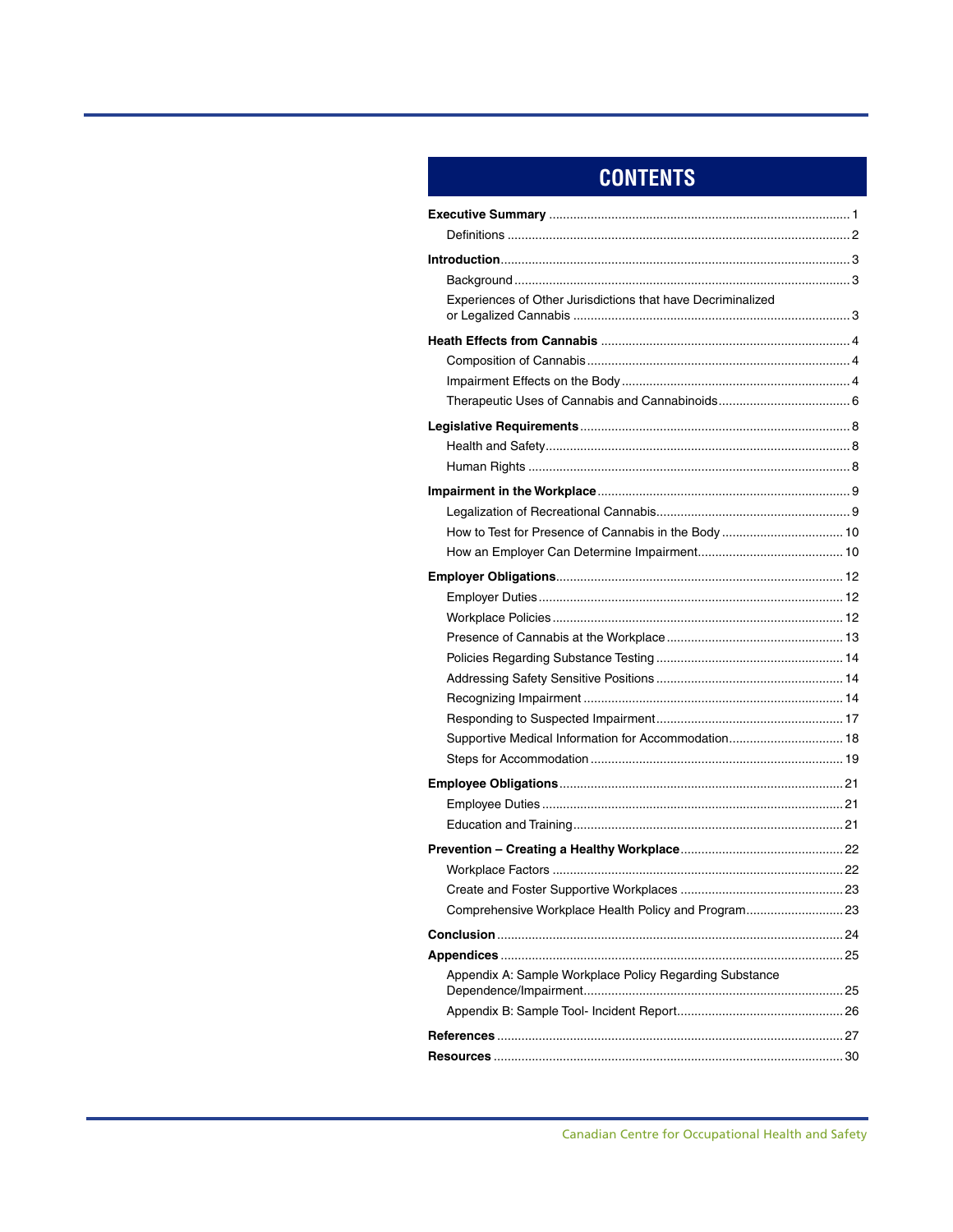# CONTENTS

**Executive Summary** ....................................................................................... 1

- Definitions ..................................................................................................... 2

**Introduction** ...................................................................................................... 3

- Background ..................................................................................................... 3
- Experiences of Other Jurisdictions that have Decriminalized or Legalized Cannabis ............................................................................... 3

**Heath Effects from Cannabis** ........................................................................ 4

- Composition of Cannabis ........................................................................... 4
- Impairment Effects on the Body ................................................................. 4
- Therapeutic Uses of Cannabis and Cannabinoids ...................................... 6

**Legislative Requirements** ............................................................................. 8

- Health and Safety ........................................................................................ 8
- Human Rights ............................................................................................... 8

**Impairment in the Workplace** ......................................................................... 9

- Legalization of Recreational Cannabis ........................................................ 9
- How to Test for Presence of Cannabis in the Body ................................... 10
- How an Employer Can Determine Impairment .......................................... 10

**Employer Obligations** ................................................................................... 12

- Employer Duties ......................................................................................... 12
- Workplace Policies ..................................................................................... 12
- Presence of Cannabis at the Workplace .................................................. 13
- Policies Regarding Substance Testing ...................................................... 14
- Addressing Safety Sensitive Positions ..................................................... 14
- Recognizing Impairment ............................................................................ 14
- Responding to Suspected Impairment ...................................................... 17
- Supportive Medical Information for Accommodation ................................. 18
- Steps for Accommodation ......................................................................... 19

**Employee Obligations** .................................................................................. 21

- Employee Duties ........................................................................................ 21
- Education and Training .............................................................................. 21

**Prevention – Creating a Healthy Workplace** ............................................... 22

- Workplace Factors ..................................................................................... 22
- Create and Foster Supportive Workplaces ............................................... 23
- Comprehensive Workplace Health Policy and Program ............................ 23

**Conclusion** .................................................................................................... 24

**Appendices** ................................................................................................... 25

- Appendix A: Sample Workplace Policy Regarding Substance Dependence/Impairment ........................................................................... 25
- Appendix B: Sample Tool- Incident Report ................................................ 26

**References** .................................................................................................... 27

**Resources** ..................................................................................................... 30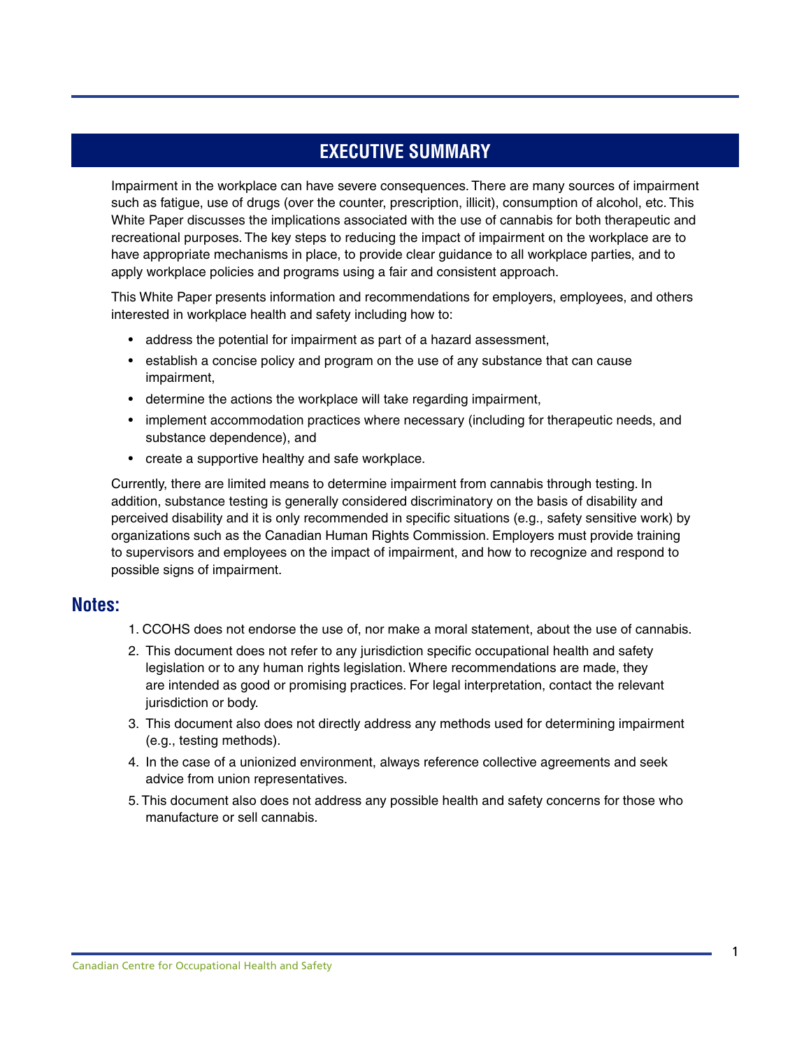# EXECUTIVE SUMMARY

Impairment in the workplace can have severe consequences. There are many sources of impairment such as fatigue, use of drugs (over the counter, prescription, illicit), consumption of alcohol, etc. This White Paper discusses the implications associated with the use of cannabis for both therapeutic and recreational purposes. The key steps to reducing the impact of impairment on the workplace are to have appropriate mechanisms in place, to provide clear guidance to all workplace parties, and to apply workplace policies and programs using a fair and consistent approach.

This White Paper presents information and recommendations for employers, employees, and others interested in workplace health and safety including how to:

- address the potential for impairment as part of a hazard assessment,
- establish a concise policy and program on the use of any substance that can cause impairment,
- determine the actions the workplace will take regarding impairment,
- implement accommodation practices where necessary (including for therapeutic needs, and substance dependence), and
- create a supportive healthy and safe workplace.

Currently, there are limited means to determine impairment from cannabis through testing. In addition, substance testing is generally considered discriminatory on the basis of disability and perceived disability and it is only recommended in specific situations (e.g., safety sensitive work) by organizations such as the Canadian Human Rights Commission. Employers must provide training to supervisors and employees on the impact of impairment, and how to recognize and respond to possible signs of impairment.

## Notes:

1. CCOHS does not endorse the use of, nor make a moral statement, about the use of cannabis.
2. This document does not refer to any jurisdiction specific occupational health and safety legislation or to any human rights legislation. Where recommendations are made, they are intended as good or promising practices. For legal interpretation, contact the relevant jurisdiction or body.
3. This document also does not directly address any methods used for determining impairment (e.g., testing methods).
4. In the case of a unionized environment, always reference collective agreements and seek advice from union representatives.
5. This document also does not address any possible health and safety concerns for those who manufacture or sell cannabis.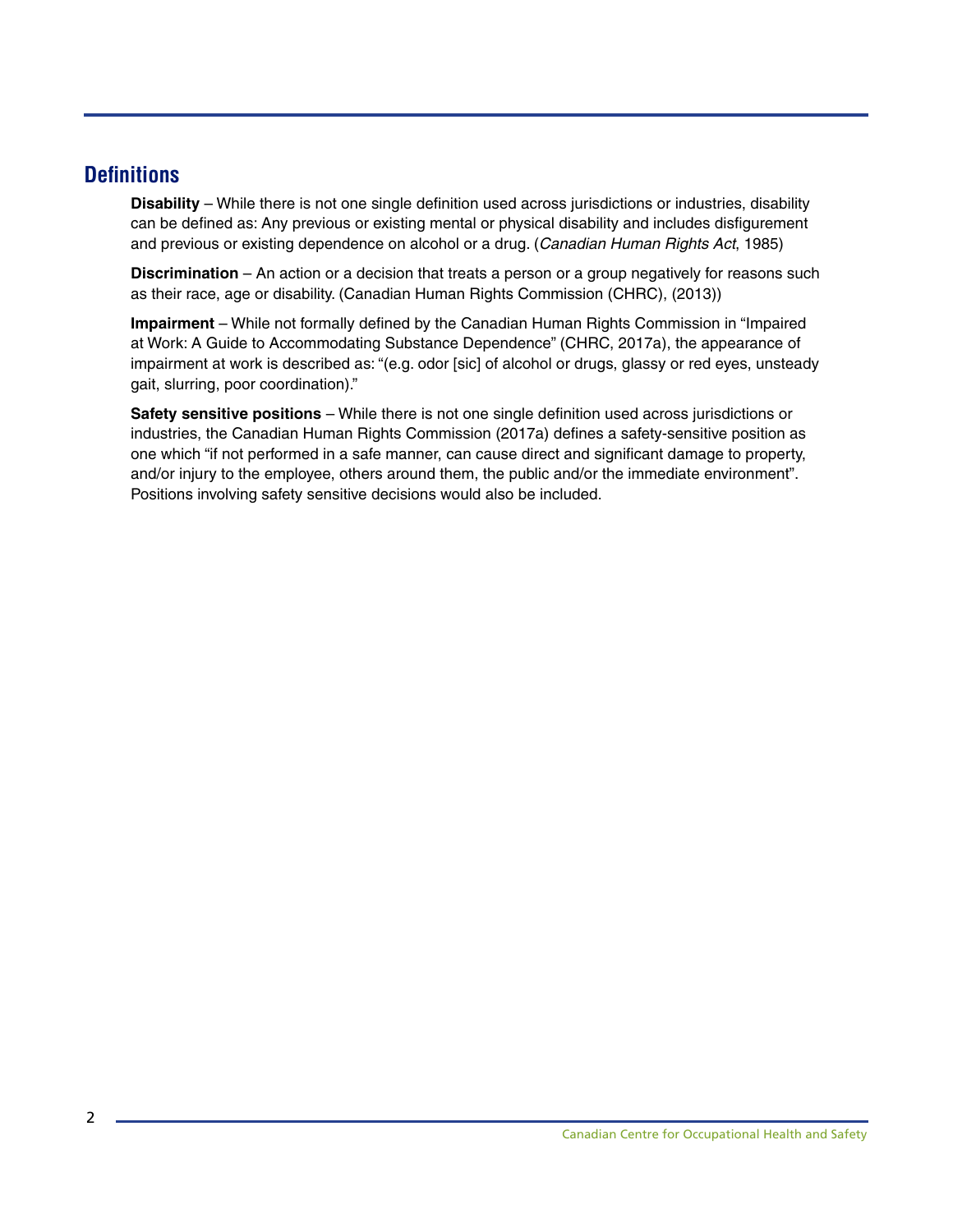## Definitions

**Disability** – While there is not one single definition used across jurisdictions or industries, disability can be defined as: Any previous or existing mental or physical disability and includes disfigurement and previous or existing dependence on alcohol or a drug. (*Canadian Human Rights Act*, 1985)

**Discrimination** – An action or a decision that treats a person or a group negatively for reasons such as their race, age or disability. (Canadian Human Rights Commission (CHRC), (2013))

**Impairment** – While not formally defined by the Canadian Human Rights Commission in "Impaired at Work: A Guide to Accommodating Substance Dependence" (CHRC, 2017a), the appearance of impairment at work is described as: "(e.g. odor [sic] of alcohol or drugs, glassy or red eyes, unsteady gait, slurring, poor coordination)."

**Safety sensitive positions** – While there is not one single definition used across jurisdictions or industries, the Canadian Human Rights Commission (2017a) defines a safety-sensitive position as one which "if not performed in a safe manner, can cause direct and significant damage to property, and/or injury to the employee, others around them, the public and/or the immediate environment". Positions involving safety sensitive decisions would also be included.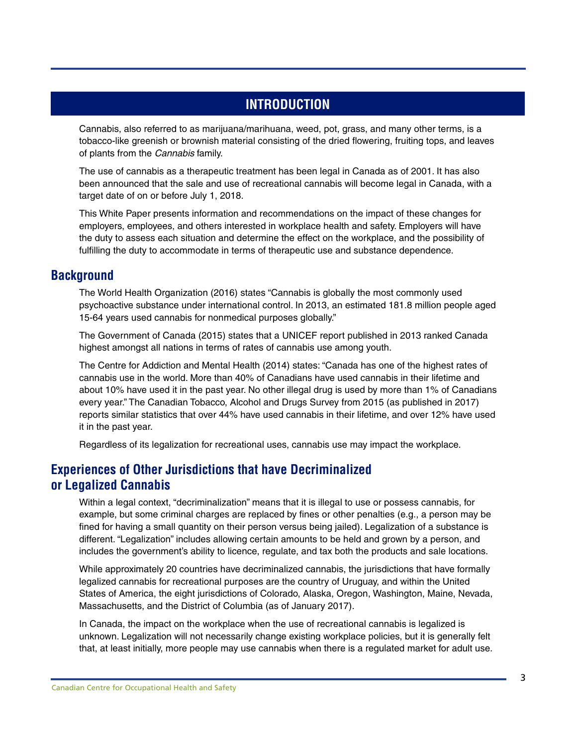# INTRODUCTION

Cannabis, also referred to as marijuana/marihuana, weed, pot, grass, and many other terms, is a tobacco-like greenish or brownish material consisting of the dried flowering, fruiting tops, and leaves of plants from the *Cannabis* family.

The use of cannabis as a therapeutic treatment has been legal in Canada as of 2001. It has also been announced that the sale and use of recreational cannabis will become legal in Canada, with a target date of on or before July 1, 2018.

This White Paper presents information and recommendations on the impact of these changes for employers, employees, and others interested in workplace health and safety. Employers will have the duty to assess each situation and determine the effect on the workplace, and the possibility of fulfilling the duty to accommodate in terms of therapeutic use and substance dependence.

## Background

The World Health Organization (2016) states "Cannabis is globally the most commonly used psychoactive substance under international control. In 2013, an estimated 181.8 million people aged 15-64 years used cannabis for nonmedical purposes globally."

The Government of Canada (2015) states that a UNICEF report published in 2013 ranked Canada highest amongst all nations in terms of rates of cannabis use among youth.

The Centre for Addiction and Mental Health (2014) states: "Canada has one of the highest rates of cannabis use in the world. More than 40% of Canadians have used cannabis in their lifetime and about 10% have used it in the past year. No other illegal drug is used by more than 1% of Canadians every year." The Canadian Tobacco, Alcohol and Drugs Survey from 2015 (as published in 2017) reports similar statistics that over 44% have used cannabis in their lifetime, and over 12% have used it in the past year.

Regardless of its legalization for recreational uses, cannabis use may impact the workplace.

## Experiences of Other Jurisdictions that have Decriminalized or Legalized Cannabis

Within a legal context, "decriminalization" means that it is illegal to use or possess cannabis, for example, but some criminal charges are replaced by fines or other penalties (e.g., a person may be fined for having a small quantity on their person versus being jailed). Legalization of a substance is different. "Legalization" includes allowing certain amounts to be held and grown by a person, and includes the government's ability to licence, regulate, and tax both the products and sale locations.

While approximately 20 countries have decriminalized cannabis, the jurisdictions that have formally legalized cannabis for recreational purposes are the country of Uruguay, and within the United States of America, the eight jurisdictions of Colorado, Alaska, Oregon, Washington, Maine, Nevada, Massachusetts, and the District of Columbia (as of January 2017).

In Canada, the impact on the workplace when the use of recreational cannabis is legalized is unknown. Legalization will not necessarily change existing workplace policies, but it is generally felt that, at least initially, more people may use cannabis when there is a regulated market for adult use.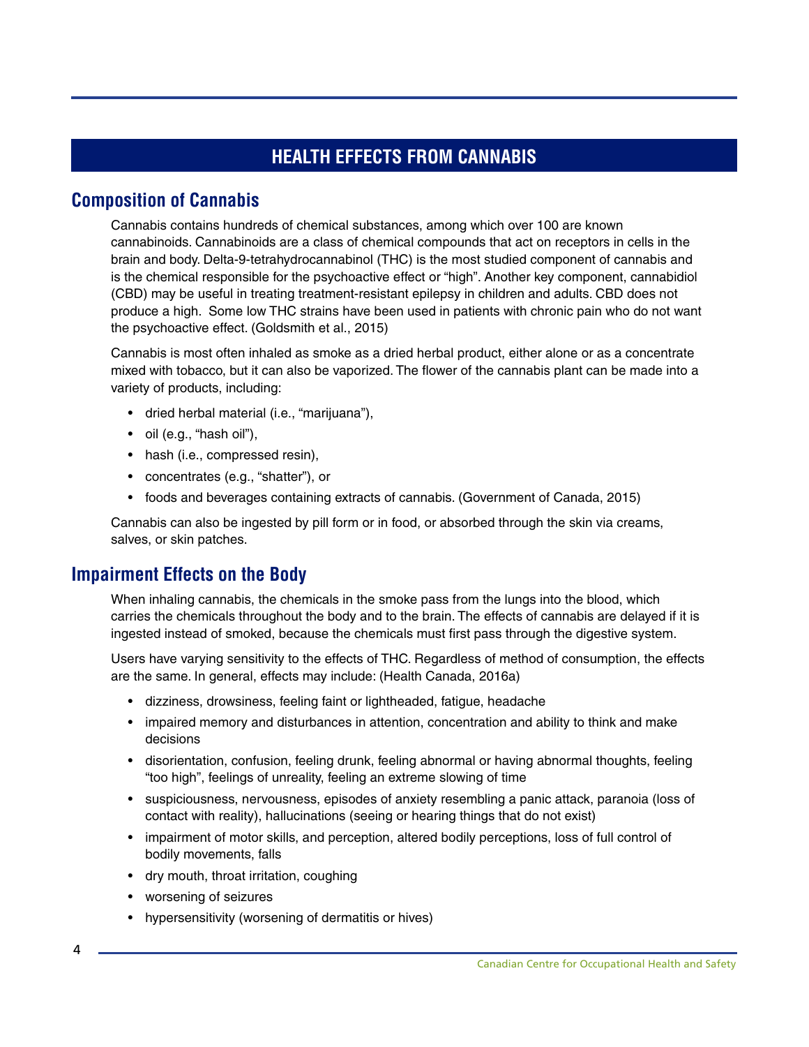# HEALTH EFFECTS FROM CANNABIS

## Composition of Cannabis

Cannabis contains hundreds of chemical substances, among which over 100 are known cannabinoids. Cannabinoids are a class of chemical compounds that act on receptors in cells in the brain and body. Delta-9-tetrahydrocannabinol (THC) is the most studied component of cannabis and is the chemical responsible for the psychoactive effect or "high". Another key component, cannabidiol (CBD) may be useful in treating treatment-resistant epilepsy in children and adults. CBD does not produce a high. Some low THC strains have been used in patients with chronic pain who do not want the psychoactive effect. (Goldsmith et al., 2015)

Cannabis is most often inhaled as smoke as a dried herbal product, either alone or as a concentrate mixed with tobacco, but it can also be vaporized. The flower of the cannabis plant can be made into a variety of products, including:

- dried herbal material (i.e., "marijuana"),
- oil (e.g., "hash oil"),
- hash (i.e., compressed resin),
- concentrates (e.g., "shatter"), or
- foods and beverages containing extracts of cannabis. (Government of Canada, 2015)

Cannabis can also be ingested by pill form or in food, or absorbed through the skin via creams, salves, or skin patches.

## Impairment Effects on the Body

When inhaling cannabis, the chemicals in the smoke pass from the lungs into the blood, which carries the chemicals throughout the body and to the brain. The effects of cannabis are delayed if it is ingested instead of smoked, because the chemicals must first pass through the digestive system.

Users have varying sensitivity to the effects of THC. Regardless of method of consumption, the effects are the same. In general, effects may include: (Health Canada, 2016a)

- dizziness, drowsiness, feeling faint or lightheaded, fatigue, headache
- impaired memory and disturbances in attention, concentration and ability to think and make decisions
- disorientation, confusion, feeling drunk, feeling abnormal or having abnormal thoughts, feeling "too high", feelings of unreality, feeling an extreme slowing of time
- suspiciousness, nervousness, episodes of anxiety resembling a panic attack, paranoia (loss of contact with reality), hallucinations (seeing or hearing things that do not exist)
- impairment of motor skills, and perception, altered bodily perceptions, loss of full control of bodily movements, falls
- dry mouth, throat irritation, coughing
- worsening of seizures
- hypersensitivity (worsening of dermatitis or hives)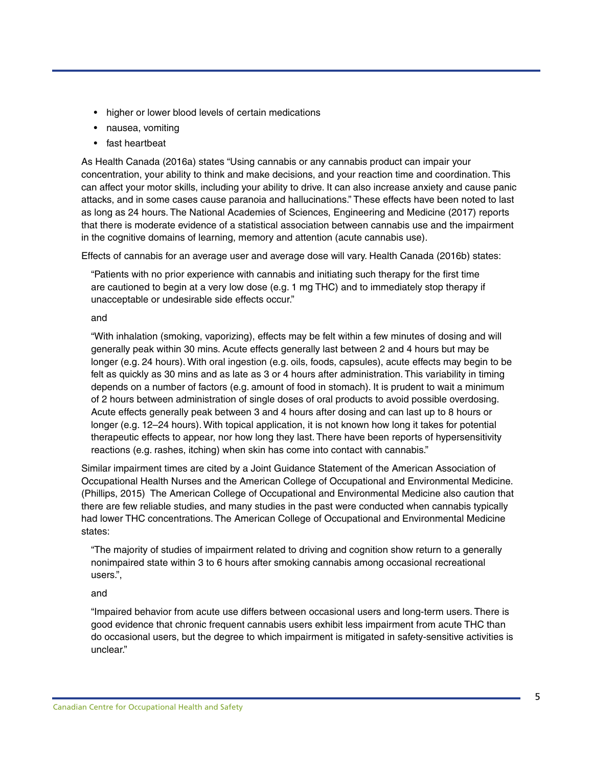- higher or lower blood levels of certain medications
- nausea, vomiting
- fast heartbeat

As Health Canada (2016a) states "Using cannabis or any cannabis product can impair your concentration, your ability to think and make decisions, and your reaction time and coordination. This can affect your motor skills, including your ability to drive. It can also increase anxiety and cause panic attacks, and in some cases cause paranoia and hallucinations." These effects have been noted to last as long as 24 hours. The National Academies of Sciences, Engineering and Medicine (2017) reports that there is moderate evidence of a statistical association between cannabis use and the impairment in the cognitive domains of learning, memory and attention (acute cannabis use).

Effects of cannabis for an average user and average dose will vary. Health Canada (2016b) states:

> "Patients with no prior experience with cannabis and initiating such therapy for the first time are cautioned to begin at a very low dose (e.g. 1 mg THC) and to immediately stop therapy if unacceptable or undesirable side effects occur."
>
> and
>
> "With inhalation (smoking, vaporizing), effects may be felt within a few minutes of dosing and will generally peak within 30 mins. Acute effects generally last between 2 and 4 hours but may be longer (e.g. 24 hours). With oral ingestion (e.g. oils, foods, capsules), acute effects may begin to be felt as quickly as 30 mins and as late as 3 or 4 hours after administration. This variability in timing depends on a number of factors (e.g. amount of food in stomach). It is prudent to wait a minimum of 2 hours between administration of single doses of oral products to avoid possible overdosing. Acute effects generally peak between 3 and 4 hours after dosing and can last up to 8 hours or longer (e.g. 12–24 hours). With topical application, it is not known how long it takes for potential therapeutic effects to appear, nor how long they last. There have been reports of hypersensitivity reactions (e.g. rashes, itching) when skin has come into contact with cannabis."

Similar impairment times are cited by a Joint Guidance Statement of the American Association of Occupational Health Nurses and the American College of Occupational and Environmental Medicine. (Phillips, 2015) The American College of Occupational and Environmental Medicine also caution that there are few reliable studies, and many studies in the past were conducted when cannabis typically had lower THC concentrations. The American College of Occupational and Environmental Medicine states:

> "The majority of studies of impairment related to driving and cognition show return to a generally nonimpaired state within 3 to 6 hours after smoking cannabis among occasional recreational users.",
>
> and
>
> "Impaired behavior from acute use differs between occasional users and long-term users. There is good evidence that chronic frequent cannabis users exhibit less impairment from acute THC than do occasional users, but the degree to which impairment is mitigated in safety-sensitive activities is unclear."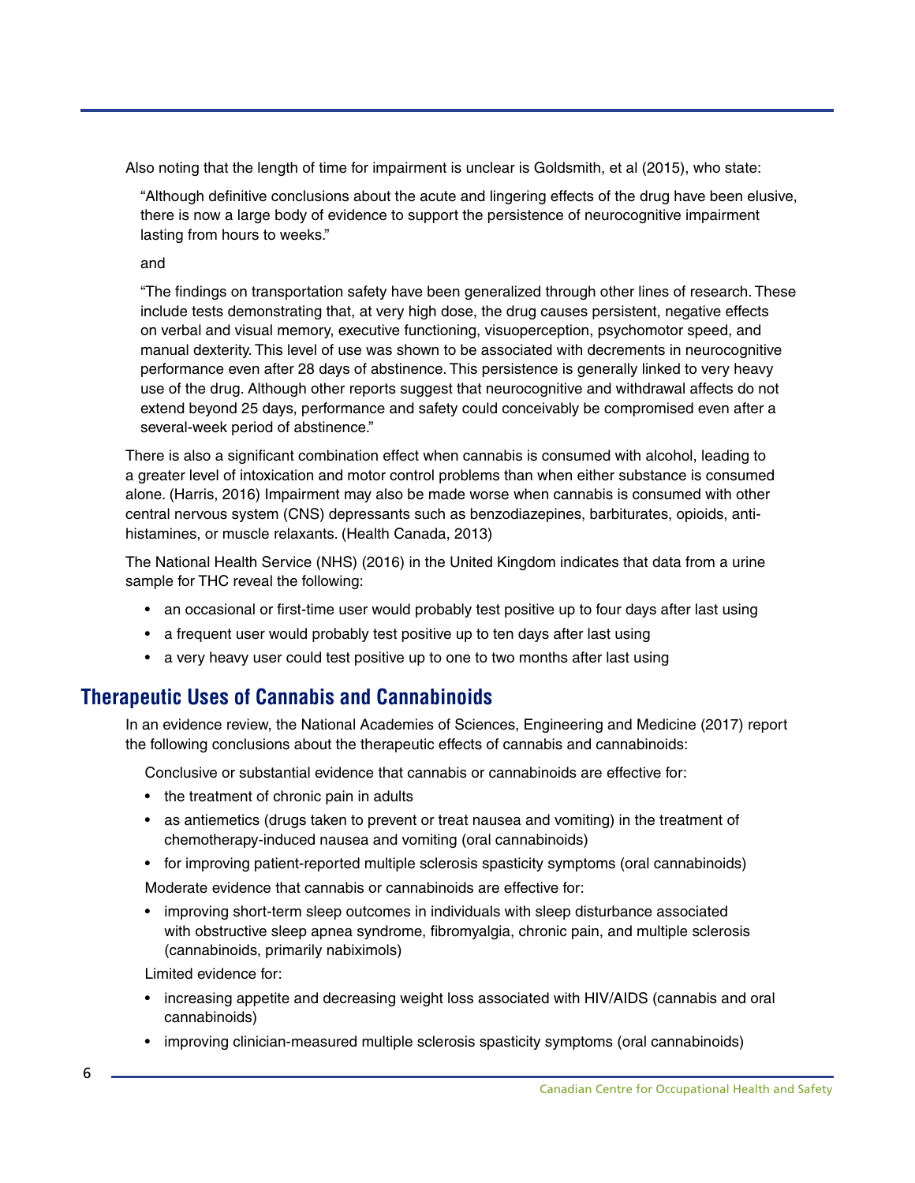Also noting that the length of time for impairment is unclear is Goldsmith, et al (2015), who state:

> "Although definitive conclusions about the acute and lingering effects of the drug have been elusive, there is now a large body of evidence to support the persistence of neurocognitive impairment lasting from hours to weeks."
>
> and
>
> "The findings on transportation safety have been generalized through other lines of research. These include tests demonstrating that, at very high dose, the drug causes persistent, negative effects on verbal and visual memory, executive functioning, visuoperception, psychomotor speed, and manual dexterity. This level of use was shown to be associated with decrements in neurocognitive performance even after 28 days of abstinence. This persistence is generally linked to very heavy use of the drug. Although other reports suggest that neurocognitive and withdrawal affects do not extend beyond 25 days, performance and safety could conceivably be compromised even after a several-week period of abstinence."

There is also a significant combination effect when cannabis is consumed with alcohol, leading to a greater level of intoxication and motor control problems than when either substance is consumed alone. (Harris, 2016) Impairment may also be made worse when cannabis is consumed with other central nervous system (CNS) depressants such as benzodiazepines, barbiturates, opioids, anti-histamines, or muscle relaxants. (Health Canada, 2013)

The National Health Service (NHS) (2016) in the United Kingdom indicates that data from a urine sample for THC reveal the following:

- an occasional or first-time user would probably test positive up to four days after last using
- a frequent user would probably test positive up to ten days after last using
- a very heavy user could test positive up to one to two months after last using

## Therapeutic Uses of Cannabis and Cannabinoids

In an evidence review, the National Academies of Sciences, Engineering and Medicine (2017) report the following conclusions about the therapeutic effects of cannabis and cannabinoids:

Conclusive or substantial evidence that cannabis or cannabinoids are effective for:

- the treatment of chronic pain in adults
- as antiemetics (drugs taken to prevent or treat nausea and vomiting) in the treatment of chemotherapy-induced nausea and vomiting (oral cannabinoids)
- for improving patient-reported multiple sclerosis spasticity symptoms (oral cannabinoids)

Moderate evidence that cannabis or cannabinoids are effective for:

- improving short-term sleep outcomes in individuals with sleep disturbance associated with obstructive sleep apnea syndrome, fibromyalgia, chronic pain, and multiple sclerosis (cannabinoids, primarily nabiximols)

Limited evidence for:

- increasing appetite and decreasing weight loss associated with HIV/AIDS (cannabis and oral cannabinoids)
- improving clinician-measured multiple sclerosis spasticity symptoms (oral cannabinoids)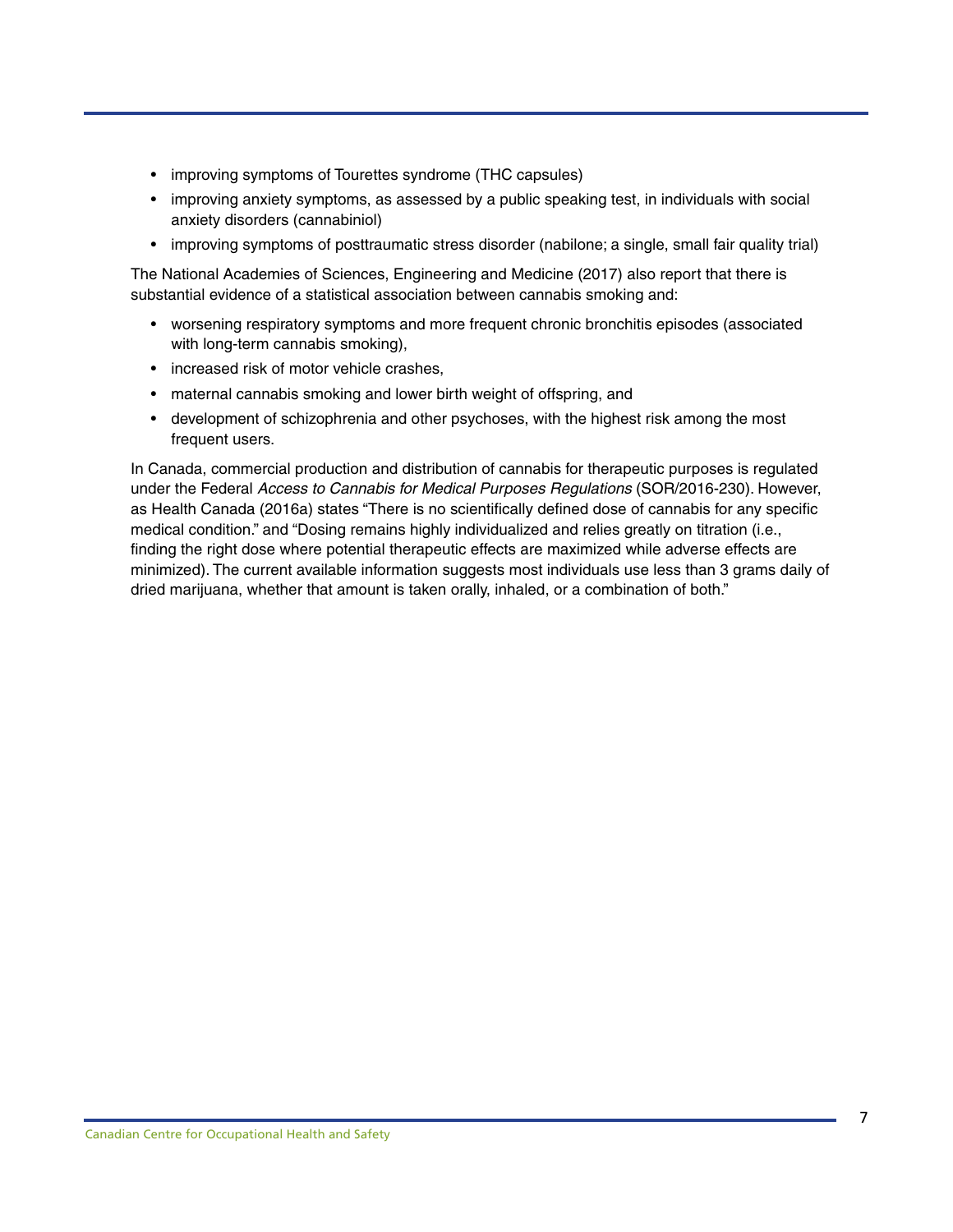- improving symptoms of Tourettes syndrome (THC capsules)
- improving anxiety symptoms, as assessed by a public speaking test, in individuals with social anxiety disorders (cannabiniol)
- improving symptoms of posttraumatic stress disorder (nabilone; a single, small fair quality trial)

The National Academies of Sciences, Engineering and Medicine (2017) also report that there is substantial evidence of a statistical association between cannabis smoking and:

- worsening respiratory symptoms and more frequent chronic bronchitis episodes (associated with long-term cannabis smoking),
- increased risk of motor vehicle crashes,
- maternal cannabis smoking and lower birth weight of offspring, and
- development of schizophrenia and other psychoses, with the highest risk among the most frequent users.

In Canada, commercial production and distribution of cannabis for therapeutic purposes is regulated under the Federal *Access to Cannabis for Medical Purposes Regulations* (SOR/2016-230). However, as Health Canada (2016a) states "There is no scientifically defined dose of cannabis for any specific medical condition." and "Dosing remains highly individualized and relies greatly on titration (i.e., finding the right dose where potential therapeutic effects are maximized while adverse effects are minimized). The current available information suggests most individuals use less than 3 grams daily of dried marijuana, whether that amount is taken orally, inhaled, or a combination of both."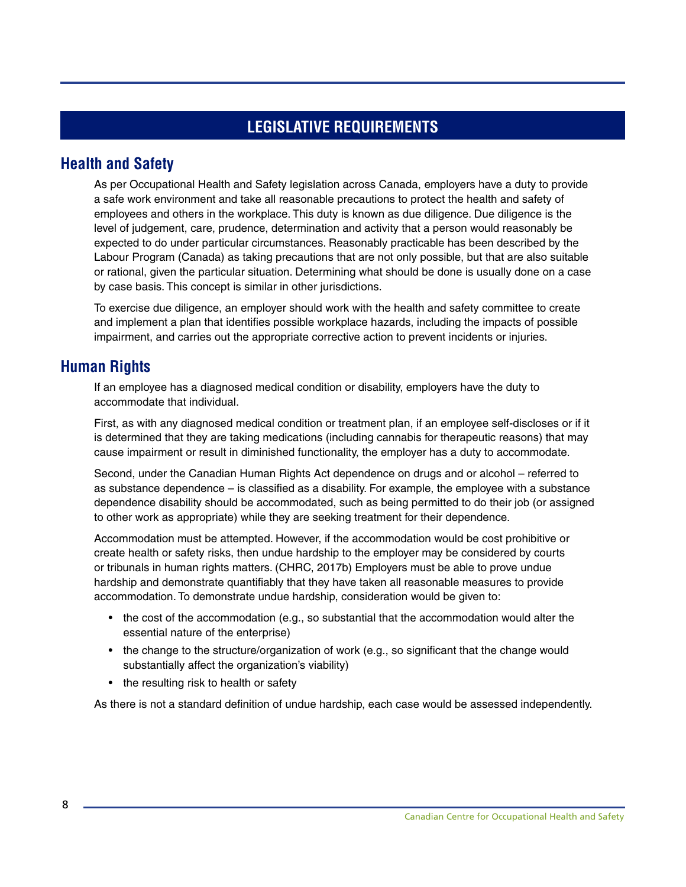# LEGISLATIVE REQUIREMENTS

## Health and Safety

As per Occupational Health and Safety legislation across Canada, employers have a duty to provide a safe work environment and take all reasonable precautions to protect the health and safety of employees and others in the workplace. This duty is known as due diligence. Due diligence is the level of judgement, care, prudence, determination and activity that a person would reasonably be expected to do under particular circumstances. Reasonably practicable has been described by the Labour Program (Canada) as taking precautions that are not only possible, but that are also suitable or rational, given the particular situation. Determining what should be done is usually done on a case by case basis. This concept is similar in other jurisdictions.

To exercise due diligence, an employer should work with the health and safety committee to create and implement a plan that identifies possible workplace hazards, including the impacts of possible impairment, and carries out the appropriate corrective action to prevent incidents or injuries.

## Human Rights

If an employee has a diagnosed medical condition or disability, employers have the duty to accommodate that individual.

First, as with any diagnosed medical condition or treatment plan, if an employee self-discloses or if it is determined that they are taking medications (including cannabis for therapeutic reasons) that may cause impairment or result in diminished functionality, the employer has a duty to accommodate.

Second, under the Canadian Human Rights Act dependence on drugs and or alcohol – referred to as substance dependence – is classified as a disability. For example, the employee with a substance dependence disability should be accommodated, such as being permitted to do their job (or assigned to other work as appropriate) while they are seeking treatment for their dependence.

Accommodation must be attempted. However, if the accommodation would be cost prohibitive or create health or safety risks, then undue hardship to the employer may be considered by courts or tribunals in human rights matters. (CHRC, 2017b) Employers must be able to prove undue hardship and demonstrate quantifiably that they have taken all reasonable measures to provide accommodation. To demonstrate undue hardship, consideration would be given to:

- the cost of the accommodation (e.g., so substantial that the accommodation would alter the essential nature of the enterprise)
- the change to the structure/organization of work (e.g., so significant that the change would substantially affect the organization's viability)
- the resulting risk to health or safety

As there is not a standard definition of undue hardship, each case would be assessed independently.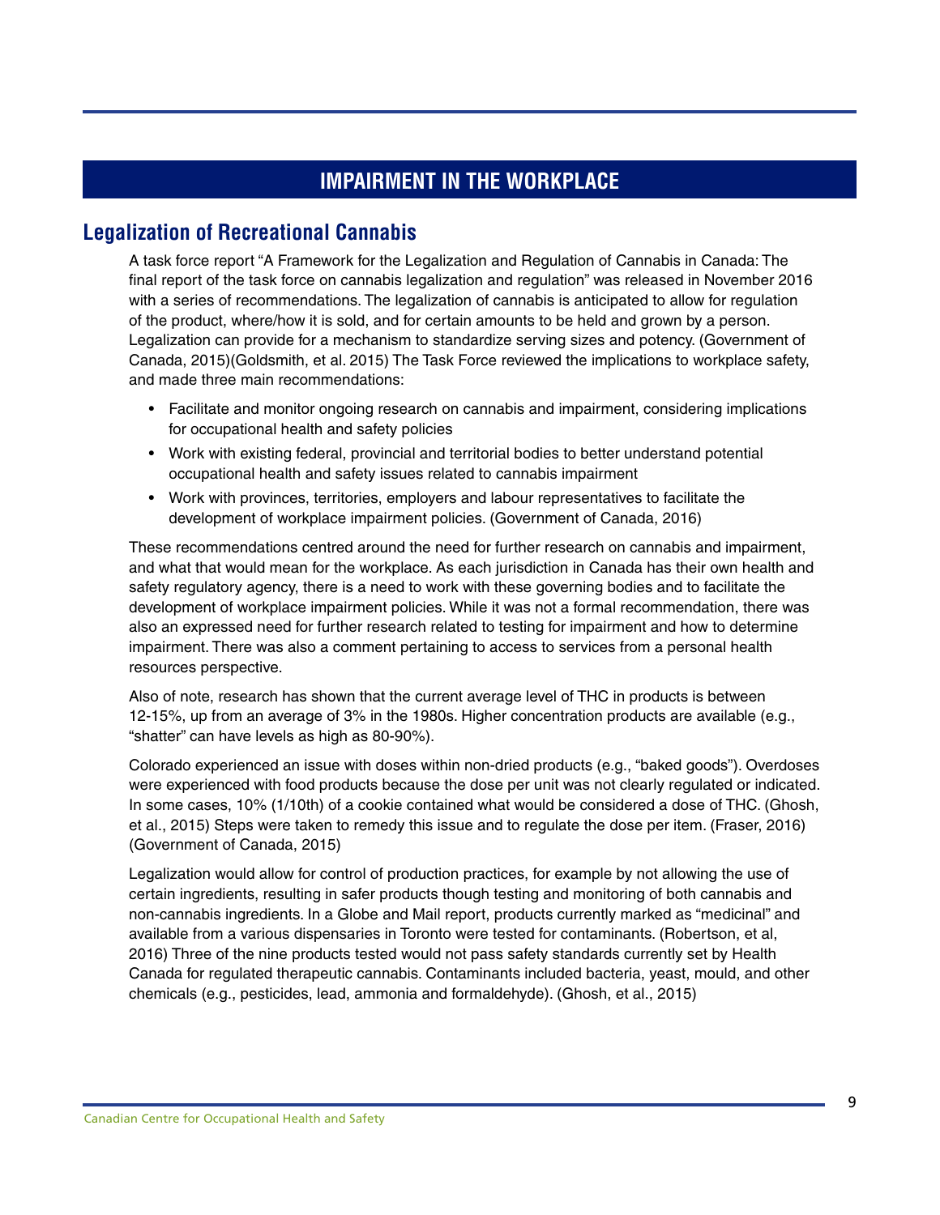# IMPAIRMENT IN THE WORKPLACE

## Legalization of Recreational Cannabis

A task force report "A Framework for the Legalization and Regulation of Cannabis in Canada: The final report of the task force on cannabis legalization and regulation" was released in November 2016 with a series of recommendations. The legalization of cannabis is anticipated to allow for regulation of the product, where/how it is sold, and for certain amounts to be held and grown by a person. Legalization can provide for a mechanism to standardize serving sizes and potency. (Government of Canada, 2015)(Goldsmith, et al. 2015) The Task Force reviewed the implications to workplace safety, and made three main recommendations:

- Facilitate and monitor ongoing research on cannabis and impairment, considering implications for occupational health and safety policies
- Work with existing federal, provincial and territorial bodies to better understand potential occupational health and safety issues related to cannabis impairment
- Work with provinces, territories, employers and labour representatives to facilitate the development of workplace impairment policies. (Government of Canada, 2016)

These recommendations centred around the need for further research on cannabis and impairment, and what that would mean for the workplace. As each jurisdiction in Canada has their own health and safety regulatory agency, there is a need to work with these governing bodies and to facilitate the development of workplace impairment policies. While it was not a formal recommendation, there was also an expressed need for further research related to testing for impairment and how to determine impairment. There was also a comment pertaining to access to services from a personal health resources perspective.

Also of note, research has shown that the current average level of THC in products is between 12-15%, up from an average of 3% in the 1980s. Higher concentration products are available (e.g., "shatter" can have levels as high as 80-90%).

Colorado experienced an issue with doses within non-dried products (e.g., "baked goods"). Overdoses were experienced with food products because the dose per unit was not clearly regulated or indicated. In some cases, 10% (1/10th) of a cookie contained what would be considered a dose of THC. (Ghosh, et al., 2015) Steps were taken to remedy this issue and to regulate the dose per item. (Fraser, 2016) (Government of Canada, 2015)

Legalization would allow for control of production practices, for example by not allowing the use of certain ingredients, resulting in safer products though testing and monitoring of both cannabis and non-cannabis ingredients. In a Globe and Mail report, products currently marked as "medicinal" and available from a various dispensaries in Toronto were tested for contaminants. (Robertson, et al, 2016) Three of the nine products tested would not pass safety standards currently set by Health Canada for regulated therapeutic cannabis. Contaminants included bacteria, yeast, mould, and other chemicals (e.g., pesticides, lead, ammonia and formaldehyde). (Ghosh, et al., 2015)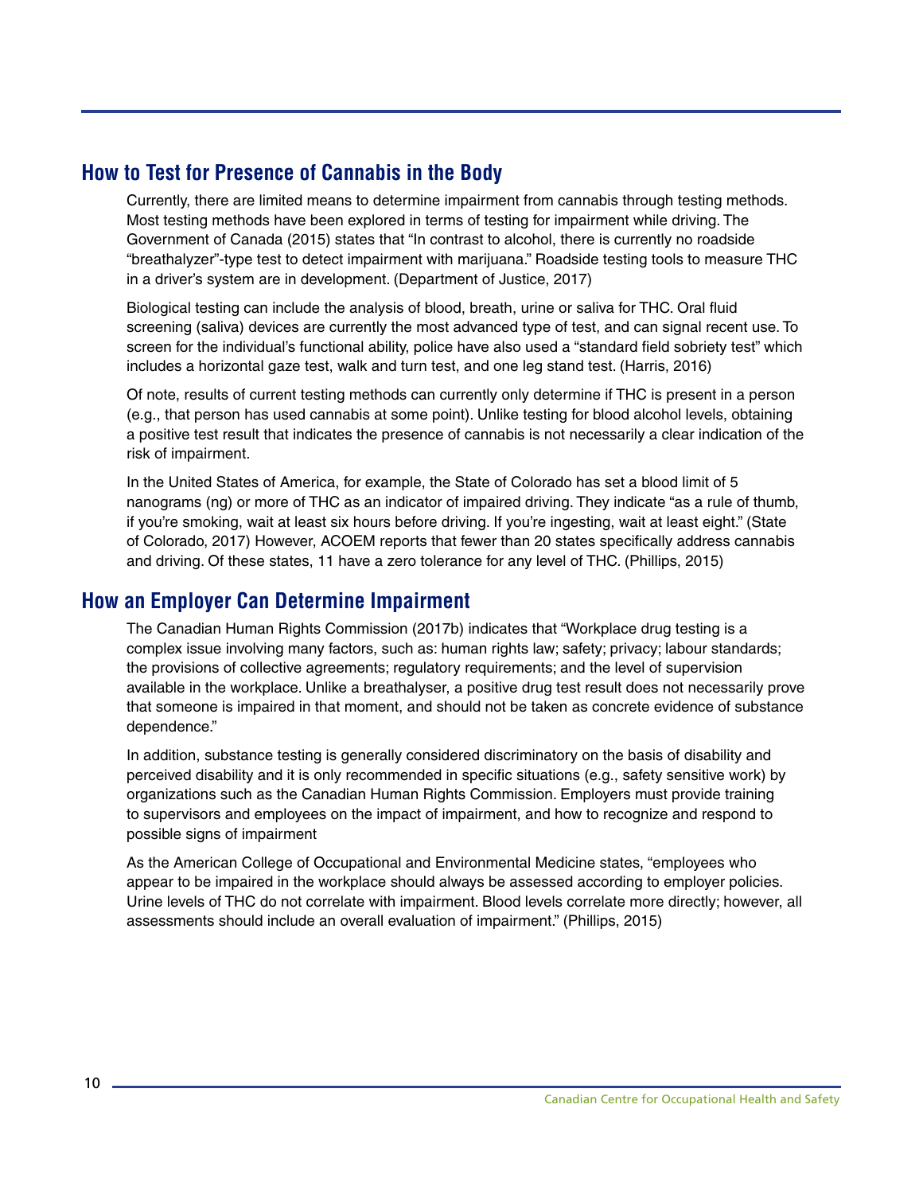## How to Test for Presence of Cannabis in the Body

Currently, there are limited means to determine impairment from cannabis through testing methods. Most testing methods have been explored in terms of testing for impairment while driving. The Government of Canada (2015) states that "In contrast to alcohol, there is currently no roadside "breathalyzer"-type test to detect impairment with marijuana." Roadside testing tools to measure THC in a driver's system are in development. (Department of Justice, 2017)

Biological testing can include the analysis of blood, breath, urine or saliva for THC. Oral fluid screening (saliva) devices are currently the most advanced type of test, and can signal recent use. To screen for the individual's functional ability, police have also used a "standard field sobriety test" which includes a horizontal gaze test, walk and turn test, and one leg stand test. (Harris, 2016)

Of note, results of current testing methods can currently only determine if THC is present in a person (e.g., that person has used cannabis at some point). Unlike testing for blood alcohol levels, obtaining a positive test result that indicates the presence of cannabis is not necessarily a clear indication of the risk of impairment.

In the United States of America, for example, the State of Colorado has set a blood limit of 5 nanograms (ng) or more of THC as an indicator of impaired driving. They indicate "as a rule of thumb, if you're smoking, wait at least six hours before driving. If you're ingesting, wait at least eight." (State of Colorado, 2017) However, ACOEM reports that fewer than 20 states specifically address cannabis and driving. Of these states, 11 have a zero tolerance for any level of THC. (Phillips, 2015)

## How an Employer Can Determine Impairment

The Canadian Human Rights Commission (2017b) indicates that "Workplace drug testing is a complex issue involving many factors, such as: human rights law; safety; privacy; labour standards; the provisions of collective agreements; regulatory requirements; and the level of supervision available in the workplace. Unlike a breathalyser, a positive drug test result does not necessarily prove that someone is impaired in that moment, and should not be taken as concrete evidence of substance dependence."

In addition, substance testing is generally considered discriminatory on the basis of disability and perceived disability and it is only recommended in specific situations (e.g., safety sensitive work) by organizations such as the Canadian Human Rights Commission. Employers must provide training to supervisors and employees on the impact of impairment, and how to recognize and respond to possible signs of impairment

As the American College of Occupational and Environmental Medicine states, "employees who appear to be impaired in the workplace should always be assessed according to employer policies. Urine levels of THC do not correlate with impairment. Blood levels correlate more directly; however, all assessments should include an overall evaluation of impairment." (Phillips, 2015)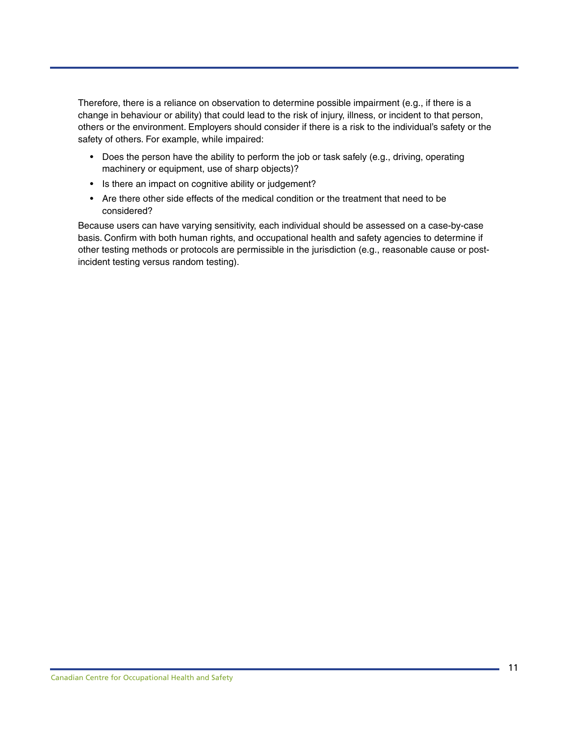Therefore, there is a reliance on observation to determine possible impairment (e.g., if there is a change in behaviour or ability) that could lead to the risk of injury, illness, or incident to that person, others or the environment. Employers should consider if there is a risk to the individual's safety or the safety of others. For example, while impaired:

- Does the person have the ability to perform the job or task safely (e.g., driving, operating machinery or equipment, use of sharp objects)?
- Is there an impact on cognitive ability or judgement?
- Are there other side effects of the medical condition or the treatment that need to be considered?

Because users can have varying sensitivity, each individual should be assessed on a case-by-case basis. Confirm with both human rights, and occupational health and safety agencies to determine if other testing methods or protocols are permissible in the jurisdiction (e.g., reasonable cause or post-incident testing versus random testing).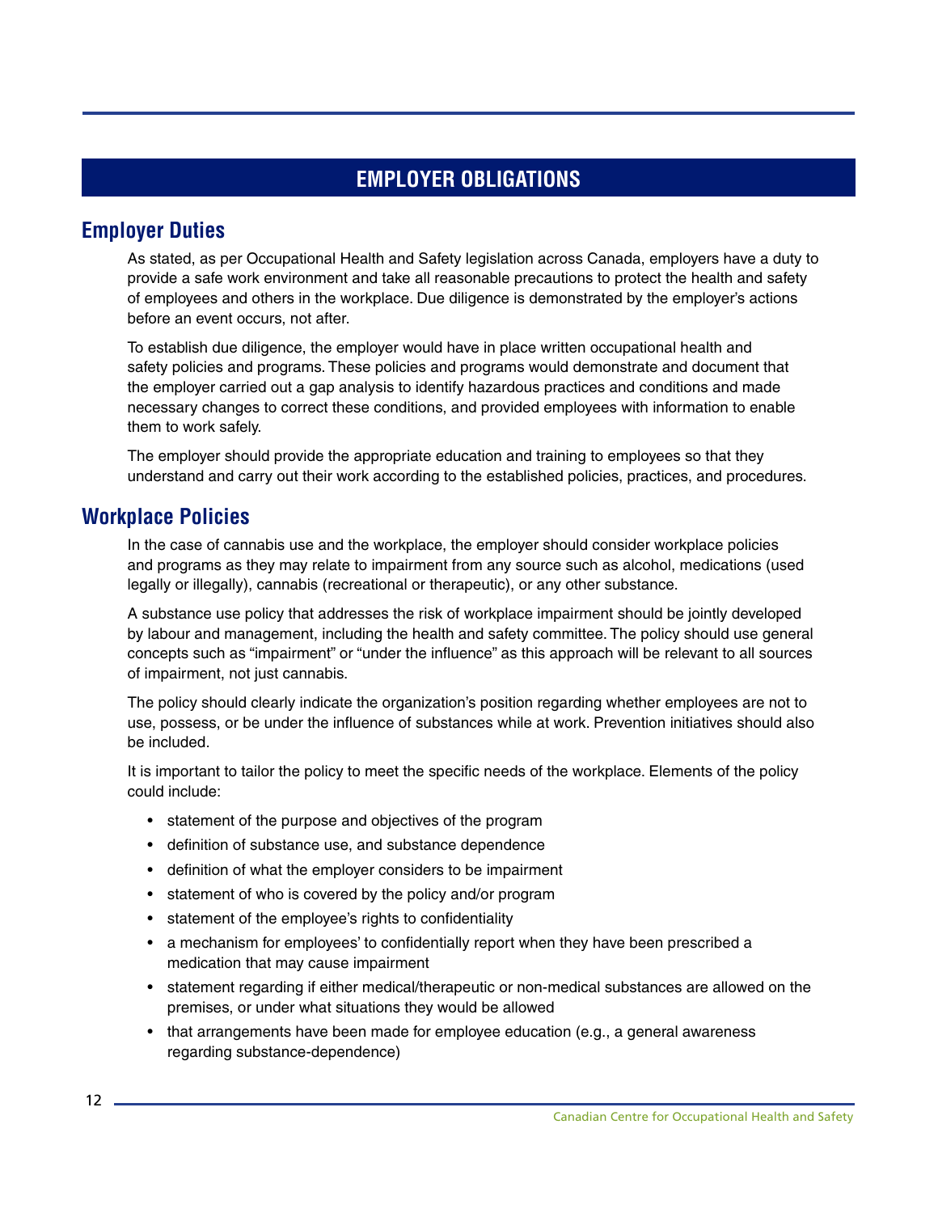# EMPLOYER OBLIGATIONS

## Employer Duties

As stated, as per Occupational Health and Safety legislation across Canada, employers have a duty to provide a safe work environment and take all reasonable precautions to protect the health and safety of employees and others in the workplace. Due diligence is demonstrated by the employer's actions before an event occurs, not after.

To establish due diligence, the employer would have in place written occupational health and safety policies and programs. These policies and programs would demonstrate and document that the employer carried out a gap analysis to identify hazardous practices and conditions and made necessary changes to correct these conditions, and provided employees with information to enable them to work safely.

The employer should provide the appropriate education and training to employees so that they understand and carry out their work according to the established policies, practices, and procedures.

## Workplace Policies

In the case of cannabis use and the workplace, the employer should consider workplace policies and programs as they may relate to impairment from any source such as alcohol, medications (used legally or illegally), cannabis (recreational or therapeutic), or any other substance.

A substance use policy that addresses the risk of workplace impairment should be jointly developed by labour and management, including the health and safety committee. The policy should use general concepts such as "impairment" or "under the influence" as this approach will be relevant to all sources of impairment, not just cannabis.

The policy should clearly indicate the organization's position regarding whether employees are not to use, possess, or be under the influence of substances while at work. Prevention initiatives should also be included.

It is important to tailor the policy to meet the specific needs of the workplace. Elements of the policy could include:

- statement of the purpose and objectives of the program
- definition of substance use, and substance dependence
- definition of what the employer considers to be impairment
- statement of who is covered by the policy and/or program
- statement of the employee's rights to confidentiality
- a mechanism for employees' to confidentially report when they have been prescribed a medication that may cause impairment
- statement regarding if either medical/therapeutic or non-medical substances are allowed on the premises, or under what situations they would be allowed
- that arrangements have been made for employee education (e.g., a general awareness regarding substance-dependence)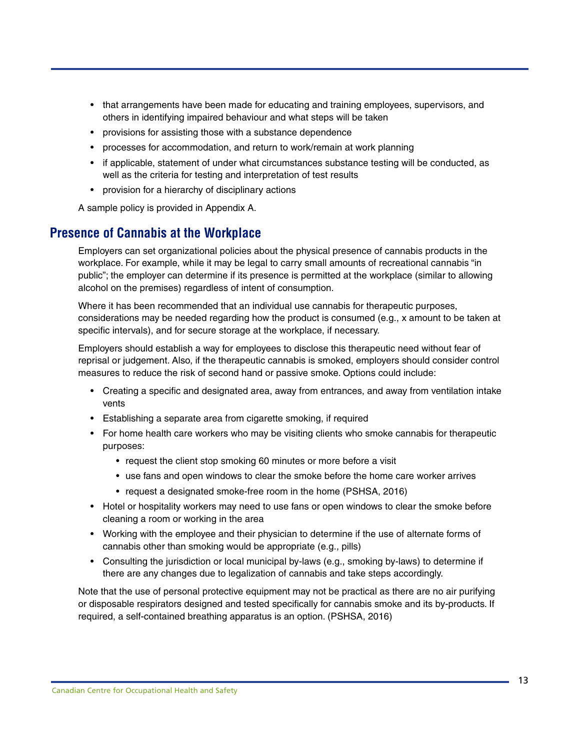- that arrangements have been made for educating and training employees, supervisors, and others in identifying impaired behaviour and what steps will be taken
- provisions for assisting those with a substance dependence
- processes for accommodation, and return to work/remain at work planning
- if applicable, statement of under what circumstances substance testing will be conducted, as well as the criteria for testing and interpretation of test results
- provision for a hierarchy of disciplinary actions

A sample policy is provided in Appendix A.

## Presence of Cannabis at the Workplace

Employers can set organizational policies about the physical presence of cannabis products in the workplace. For example, while it may be legal to carry small amounts of recreational cannabis "in public"; the employer can determine if its presence is permitted at the workplace (similar to allowing alcohol on the premises) regardless of intent of consumption.

Where it has been recommended that an individual use cannabis for therapeutic purposes, considerations may be needed regarding how the product is consumed (e.g., x amount to be taken at specific intervals), and for secure storage at the workplace, if necessary.

Employers should establish a way for employees to disclose this therapeutic need without fear of reprisal or judgement. Also, if the therapeutic cannabis is smoked, employers should consider control measures to reduce the risk of second hand or passive smoke. Options could include:

- Creating a specific and designated area, away from entrances, and away from ventilation intake vents
- Establishing a separate area from cigarette smoking, if required
- For home health care workers who may be visiting clients who smoke cannabis for therapeutic purposes:
  - request the client stop smoking 60 minutes or more before a visit
  - use fans and open windows to clear the smoke before the home care worker arrives
  - request a designated smoke-free room in the home (PSHSA, 2016)
- Hotel or hospitality workers may need to use fans or open windows to clear the smoke before cleaning a room or working in the area
- Working with the employee and their physician to determine if the use of alternate forms of cannabis other than smoking would be appropriate (e.g., pills)
- Consulting the jurisdiction or local municipal by-laws (e.g., smoking by-laws) to determine if there are any changes due to legalization of cannabis and take steps accordingly.

Note that the use of personal protective equipment may not be practical as there are no air purifying or disposable respirators designed and tested specifically for cannabis smoke and its by-products. If required, a self-contained breathing apparatus is an option. (PSHSA, 2016)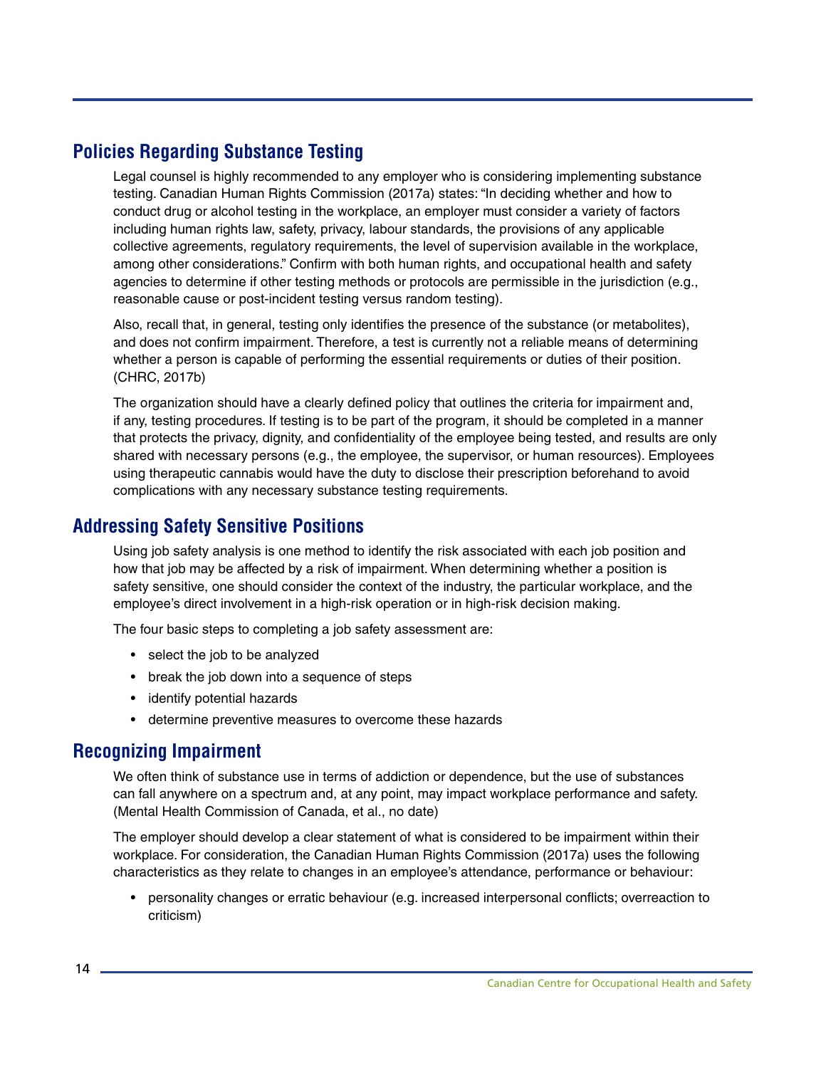## Policies Regarding Substance Testing

Legal counsel is highly recommended to any employer who is considering implementing substance testing. Canadian Human Rights Commission (2017a) states: "In deciding whether and how to conduct drug or alcohol testing in the workplace, an employer must consider a variety of factors including human rights law, safety, privacy, labour standards, the provisions of any applicable collective agreements, regulatory requirements, the level of supervision available in the workplace, among other considerations." Confirm with both human rights, and occupational health and safety agencies to determine if other testing methods or protocols are permissible in the jurisdiction (e.g., reasonable cause or post-incident testing versus random testing).

Also, recall that, in general, testing only identifies the presence of the substance (or metabolites), and does not confirm impairment. Therefore, a test is currently not a reliable means of determining whether a person is capable of performing the essential requirements or duties of their position. (CHRC, 2017b)

The organization should have a clearly defined policy that outlines the criteria for impairment and, if any, testing procedures. If testing is to be part of the program, it should be completed in a manner that protects the privacy, dignity, and confidentiality of the employee being tested, and results are only shared with necessary persons (e.g., the employee, the supervisor, or human resources). Employees using therapeutic cannabis would have the duty to disclose their prescription beforehand to avoid complications with any necessary substance testing requirements.

## Addressing Safety Sensitive Positions

Using job safety analysis is one method to identify the risk associated with each job position and how that job may be affected by a risk of impairment. When determining whether a position is safety sensitive, one should consider the context of the industry, the particular workplace, and the employee's direct involvement in a high-risk operation or in high-risk decision making.

The four basic steps to completing a job safety assessment are:

- select the job to be analyzed
- break the job down into a sequence of steps
- identify potential hazards
- determine preventive measures to overcome these hazards

## Recognizing Impairment

We often think of substance use in terms of addiction or dependence, but the use of substances can fall anywhere on a spectrum and, at any point, may impact workplace performance and safety. (Mental Health Commission of Canada, et al., no date)

The employer should develop a clear statement of what is considered to be impairment within their workplace. For consideration, the Canadian Human Rights Commission (2017a) uses the following characteristics as they relate to changes in an employee's attendance, performance or behaviour:

- personality changes or erratic behaviour (e.g. increased interpersonal conflicts; overreaction to criticism)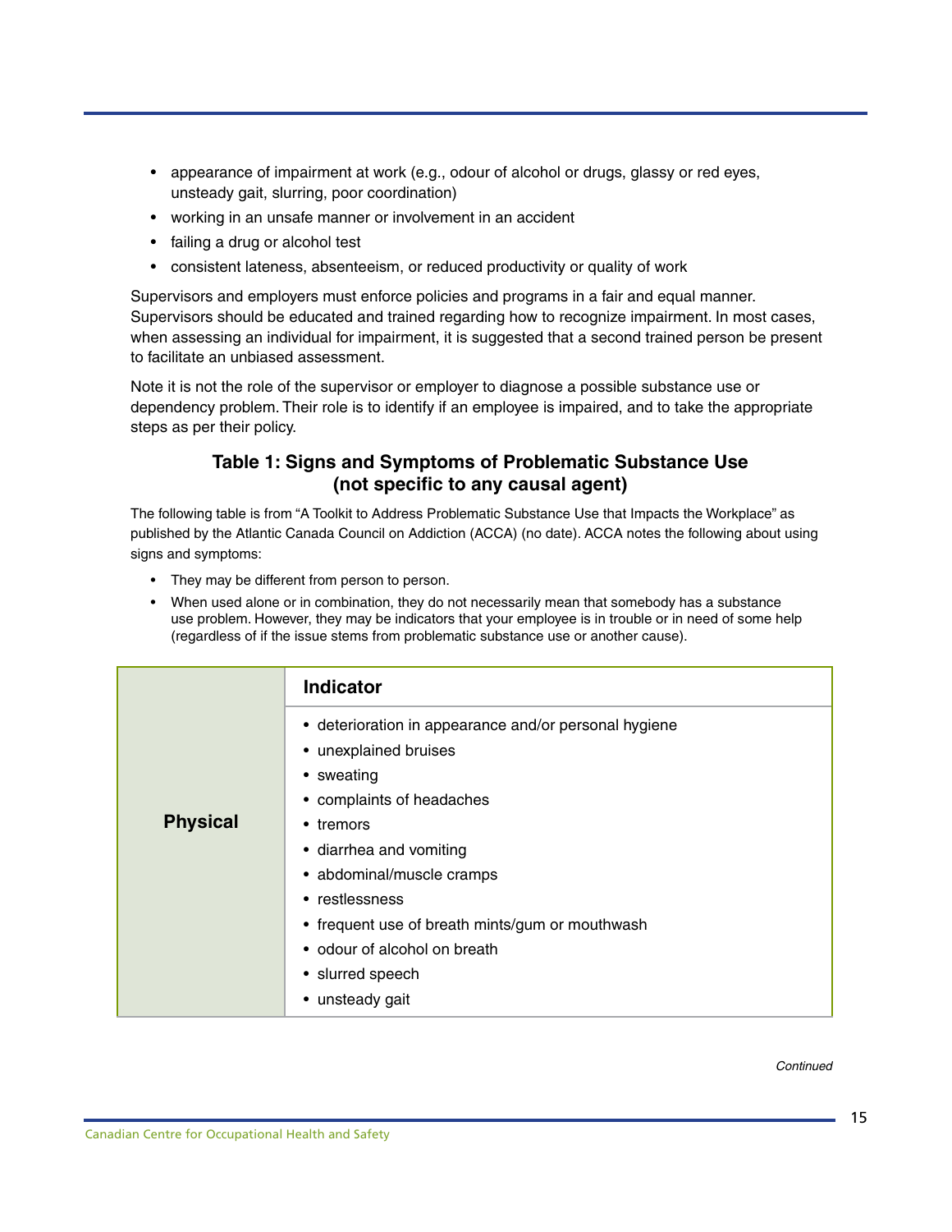- appearance of impairment at work (e.g., odour of alcohol or drugs, glassy or red eyes, unsteady gait, slurring, poor coordination)
- working in an unsafe manner or involvement in an accident
- failing a drug or alcohol test
- consistent lateness, absenteeism, or reduced productivity or quality of work

Supervisors and employers must enforce policies and programs in a fair and equal manner. Supervisors should be educated and trained regarding how to recognize impairment. In most cases, when assessing an individual for impairment, it is suggested that a second trained person be present to facilitate an unbiased assessment.

Note it is not the role of the supervisor or employer to diagnose a possible substance use or dependency problem. Their role is to identify if an employee is impaired, and to take the appropriate steps as per their policy.

### Table 1: Signs and Symptoms of Problematic Substance Use (not specific to any causal agent)

The following table is from "A Toolkit to Address Problematic Substance Use that Impacts the Workplace" as published by the Atlantic Canada Council on Addiction (ACCA) (no date). ACCA notes the following about using signs and symptoms:

- They may be different from person to person.
- When used alone or in combination, they do not necessarily mean that somebody has a substance use problem. However, they may be indicators that your employee is in trouble or in need of some help (regardless of if the issue stems from problematic substance use or another cause).

| | Indicator |
|---|---|
| **Physical** | • deterioration in appearance and/or personal hygiene<br>• unexplained bruises<br>• sweating<br>• complaints of headaches<br>• tremors<br>• diarrhea and vomiting<br>• abdominal/muscle cramps<br>• restlessness<br>• frequent use of breath mints/gum or mouthwash<br>• odour of alcohol on breath<br>• slurred speech<br>• unsteady gait |

*Continued*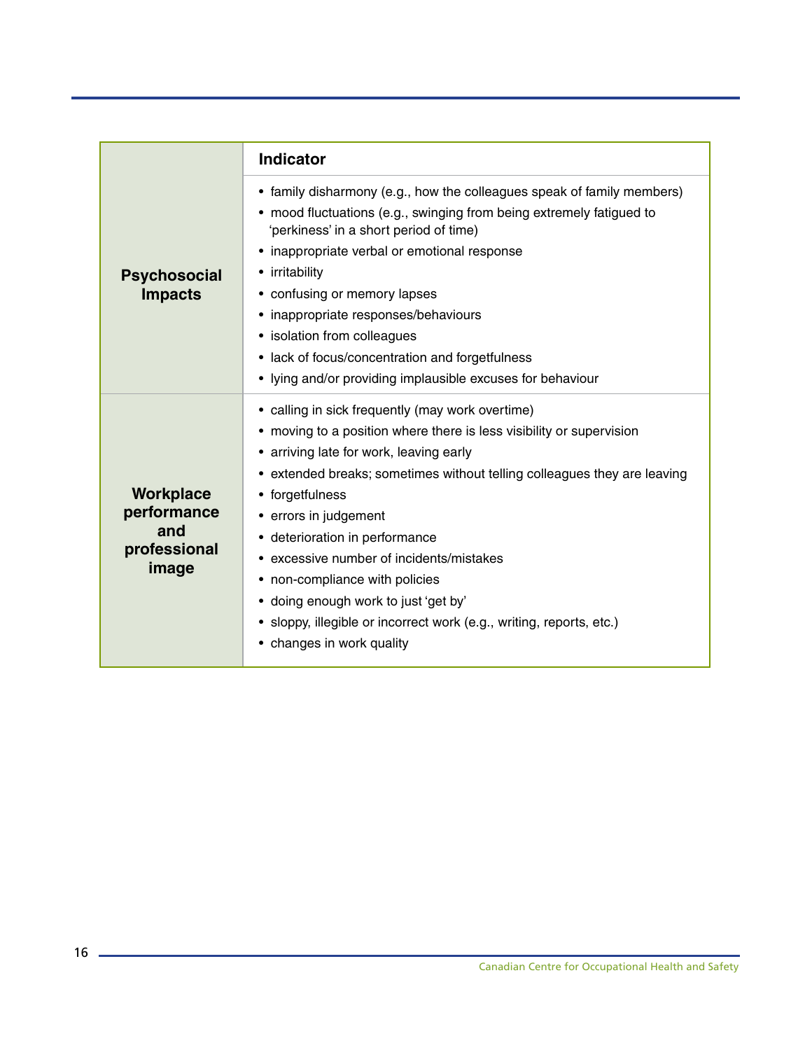| | Indicator |
|---|---|
| **Psychosocial Impacts** | • family disharmony (e.g., how the colleagues speak of family members)<br>• mood fluctuations (e.g., swinging from being extremely fatigued to 'perkiness' in a short period of time)<br>• inappropriate verbal or emotional response<br>• irritability<br>• confusing or memory lapses<br>• inappropriate responses/behaviours<br>• isolation from colleagues<br>• lack of focus/concentration and forgetfulness<br>• lying and/or providing implausible excuses for behaviour |
| **Workplace performance and professional image** | • calling in sick frequently (may work overtime)<br>• moving to a position where there is less visibility or supervision<br>• arriving late for work, leaving early<br>• extended breaks; sometimes without telling colleagues they are leaving<br>• forgetfulness<br>• errors in judgement<br>• deterioration in performance<br>• excessive number of incidents/mistakes<br>• non-compliance with policies<br>• doing enough work to just 'get by'<br>• sloppy, illegible or incorrect work (e.g., writing, reports, etc.)<br>• changes in work quality |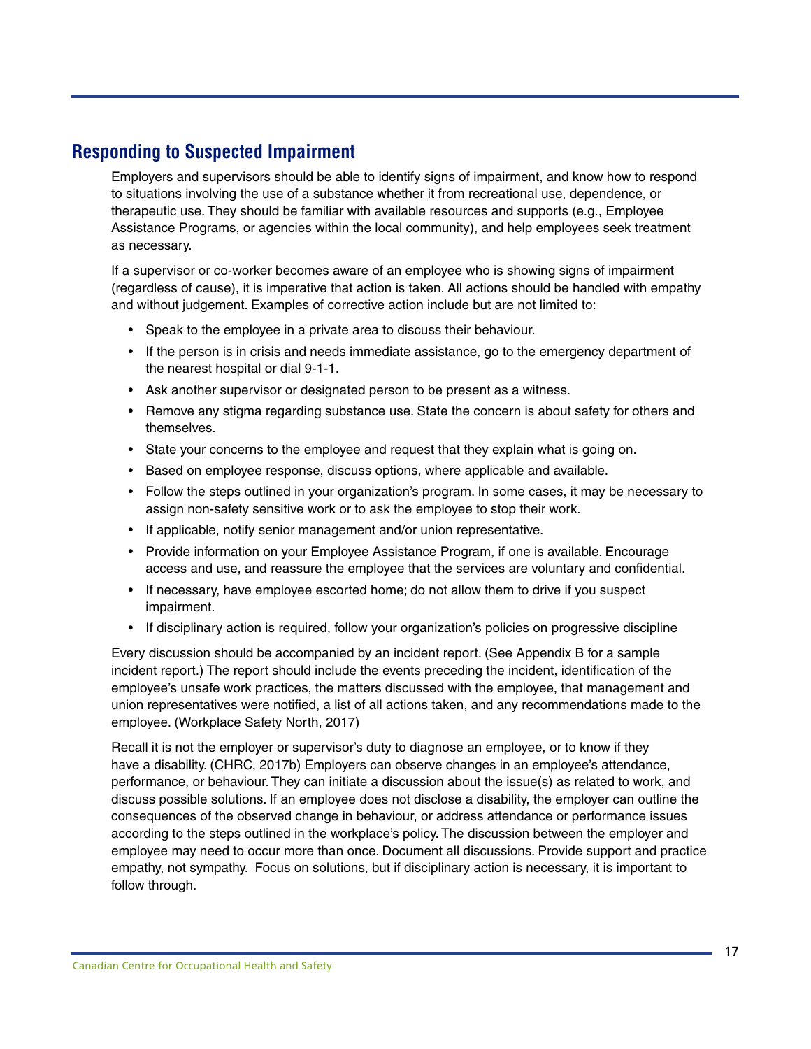## Responding to Suspected Impairment

Employers and supervisors should be able to identify signs of impairment, and know how to respond to situations involving the use of a substance whether it from recreational use, dependence, or therapeutic use. They should be familiar with available resources and supports (e.g., Employee Assistance Programs, or agencies within the local community), and help employees seek treatment as necessary.

If a supervisor or co-worker becomes aware of an employee who is showing signs of impairment (regardless of cause), it is imperative that action is taken. All actions should be handled with empathy and without judgement. Examples of corrective action include but are not limited to:

- Speak to the employee in a private area to discuss their behaviour.
- If the person is in crisis and needs immediate assistance, go to the emergency department of the nearest hospital or dial 9-1-1.
- Ask another supervisor or designated person to be present as a witness.
- Remove any stigma regarding substance use. State the concern is about safety for others and themselves.
- State your concerns to the employee and request that they explain what is going on.
- Based on employee response, discuss options, where applicable and available.
- Follow the steps outlined in your organization's program. In some cases, it may be necessary to assign non-safety sensitive work or to ask the employee to stop their work.
- If applicable, notify senior management and/or union representative.
- Provide information on your Employee Assistance Program, if one is available. Encourage access and use, and reassure the employee that the services are voluntary and confidential.
- If necessary, have employee escorted home; do not allow them to drive if you suspect impairment.
- If disciplinary action is required, follow your organization's policies on progressive discipline

Every discussion should be accompanied by an incident report. (See Appendix B for a sample incident report.) The report should include the events preceding the incident, identification of the employee's unsafe work practices, the matters discussed with the employee, that management and union representatives were notified, a list of all actions taken, and any recommendations made to the employee. (Workplace Safety North, 2017)

Recall it is not the employer or supervisor's duty to diagnose an employee, or to know if they have a disability. (CHRC, 2017b) Employers can observe changes in an employee's attendance, performance, or behaviour. They can initiate a discussion about the issue(s) as related to work, and discuss possible solutions. If an employee does not disclose a disability, the employer can outline the consequences of the observed change in behaviour, or address attendance or performance issues according to the steps outlined in the workplace's policy. The discussion between the employer and employee may need to occur more than once. Document all discussions. Provide support and practice empathy, not sympathy. Focus on solutions, but if disciplinary action is necessary, it is important to follow through.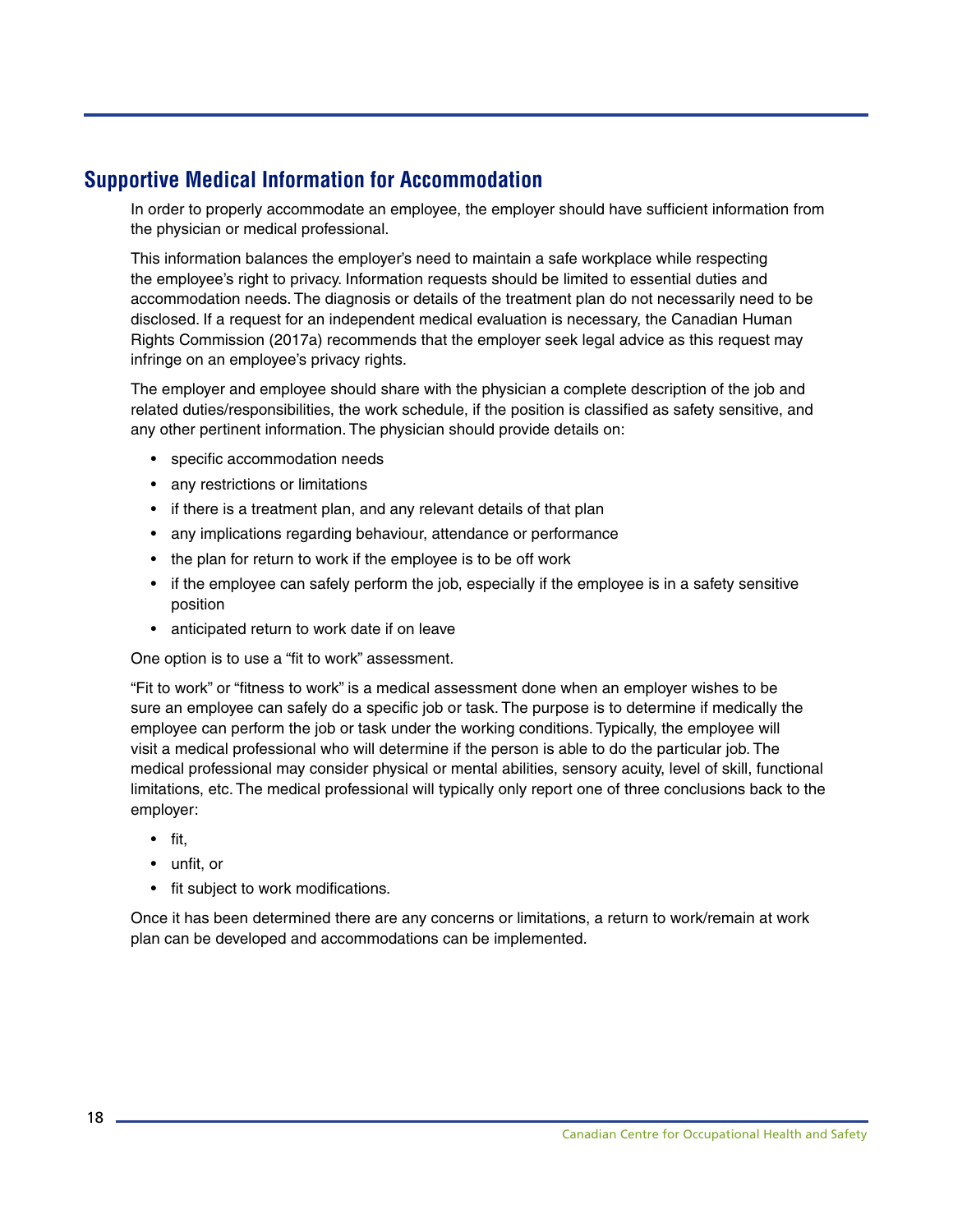## Supportive Medical Information for Accommodation

In order to properly accommodate an employee, the employer should have sufficient information from the physician or medical professional.

This information balances the employer's need to maintain a safe workplace while respecting the employee's right to privacy. Information requests should be limited to essential duties and accommodation needs. The diagnosis or details of the treatment plan do not necessarily need to be disclosed. If a request for an independent medical evaluation is necessary, the Canadian Human Rights Commission (2017a) recommends that the employer seek legal advice as this request may infringe on an employee's privacy rights.

The employer and employee should share with the physician a complete description of the job and related duties/responsibilities, the work schedule, if the position is classified as safety sensitive, and any other pertinent information. The physician should provide details on:

- specific accommodation needs
- any restrictions or limitations
- if there is a treatment plan, and any relevant details of that plan
- any implications regarding behaviour, attendance or performance
- the plan for return to work if the employee is to be off work
- if the employee can safely perform the job, especially if the employee is in a safety sensitive position
- anticipated return to work date if on leave

One option is to use a "fit to work" assessment.

"Fit to work" or "fitness to work" is a medical assessment done when an employer wishes to be sure an employee can safely do a specific job or task. The purpose is to determine if medically the employee can perform the job or task under the working conditions. Typically, the employee will visit a medical professional who will determine if the person is able to do the particular job. The medical professional may consider physical or mental abilities, sensory acuity, level of skill, functional limitations, etc. The medical professional will typically only report one of three conclusions back to the employer:

- fit,
- unfit, or
- fit subject to work modifications.

Once it has been determined there are any concerns or limitations, a return to work/remain at work plan can be developed and accommodations can be implemented.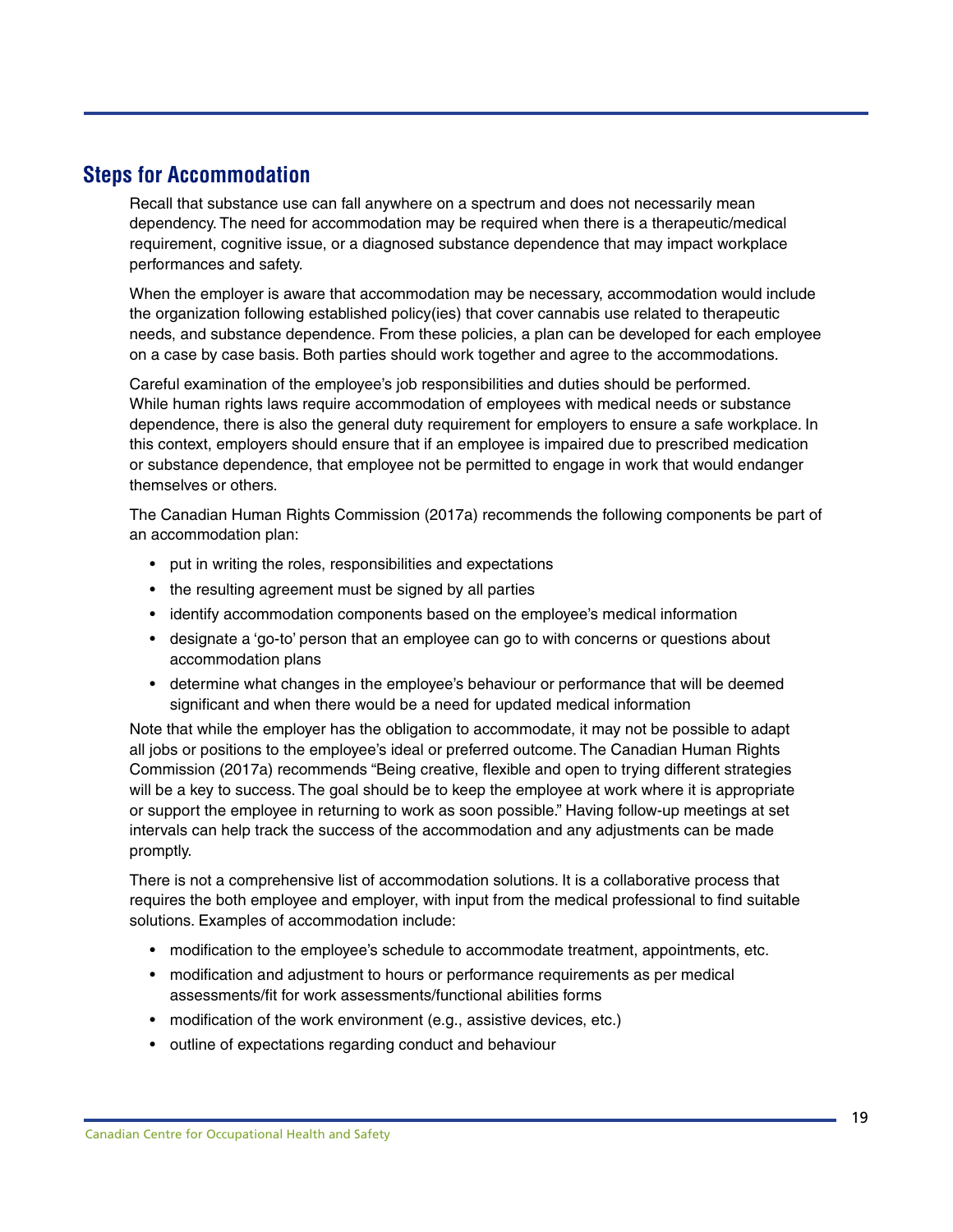## Steps for Accommodation

Recall that substance use can fall anywhere on a spectrum and does not necessarily mean dependency. The need for accommodation may be required when there is a therapeutic/medical requirement, cognitive issue, or a diagnosed substance dependence that may impact workplace performances and safety.

When the employer is aware that accommodation may be necessary, accommodation would include the organization following established policy(ies) that cover cannabis use related to therapeutic needs, and substance dependence. From these policies, a plan can be developed for each employee on a case by case basis. Both parties should work together and agree to the accommodations.

Careful examination of the employee's job responsibilities and duties should be performed. While human rights laws require accommodation of employees with medical needs or substance dependence, there is also the general duty requirement for employers to ensure a safe workplace. In this context, employers should ensure that if an employee is impaired due to prescribed medication or substance dependence, that employee not be permitted to engage in work that would endanger themselves or others.

The Canadian Human Rights Commission (2017a) recommends the following components be part of an accommodation plan:

- put in writing the roles, responsibilities and expectations
- the resulting agreement must be signed by all parties
- identify accommodation components based on the employee's medical information
- designate a 'go-to' person that an employee can go to with concerns or questions about accommodation plans
- determine what changes in the employee's behaviour or performance that will be deemed significant and when there would be a need for updated medical information

Note that while the employer has the obligation to accommodate, it may not be possible to adapt all jobs or positions to the employee's ideal or preferred outcome. The Canadian Human Rights Commission (2017a) recommends "Being creative, flexible and open to trying different strategies will be a key to success. The goal should be to keep the employee at work where it is appropriate or support the employee in returning to work as soon possible." Having follow-up meetings at set intervals can help track the success of the accommodation and any adjustments can be made promptly.

There is not a comprehensive list of accommodation solutions. It is a collaborative process that requires the both employee and employer, with input from the medical professional to find suitable solutions. Examples of accommodation include:

- modification to the employee's schedule to accommodate treatment, appointments, etc.
- modification and adjustment to hours or performance requirements as per medical assessments/fit for work assessments/functional abilities forms
- modification of the work environment (e.g., assistive devices, etc.)
- outline of expectations regarding conduct and behaviour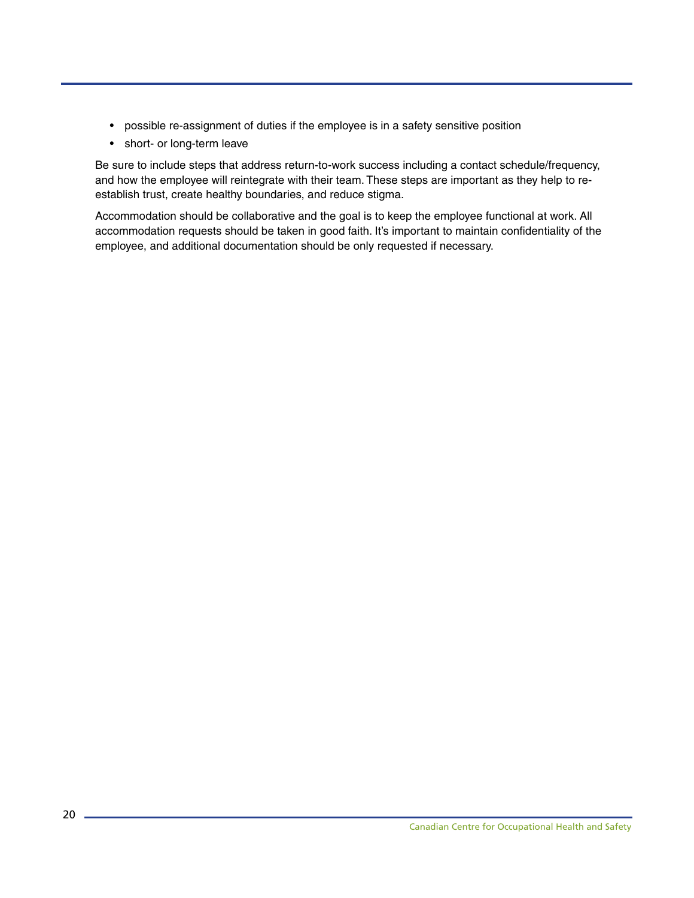- possible re-assignment of duties if the employee is in a safety sensitive position
- short- or long-term leave

Be sure to include steps that address return-to-work success including a contact schedule/frequency, and how the employee will reintegrate with their team. These steps are important as they help to re-establish trust, create healthy boundaries, and reduce stigma.

Accommodation should be collaborative and the goal is to keep the employee functional at work. All accommodation requests should be taken in good faith. It's important to maintain confidentiality of the employee, and additional documentation should be only requested if necessary.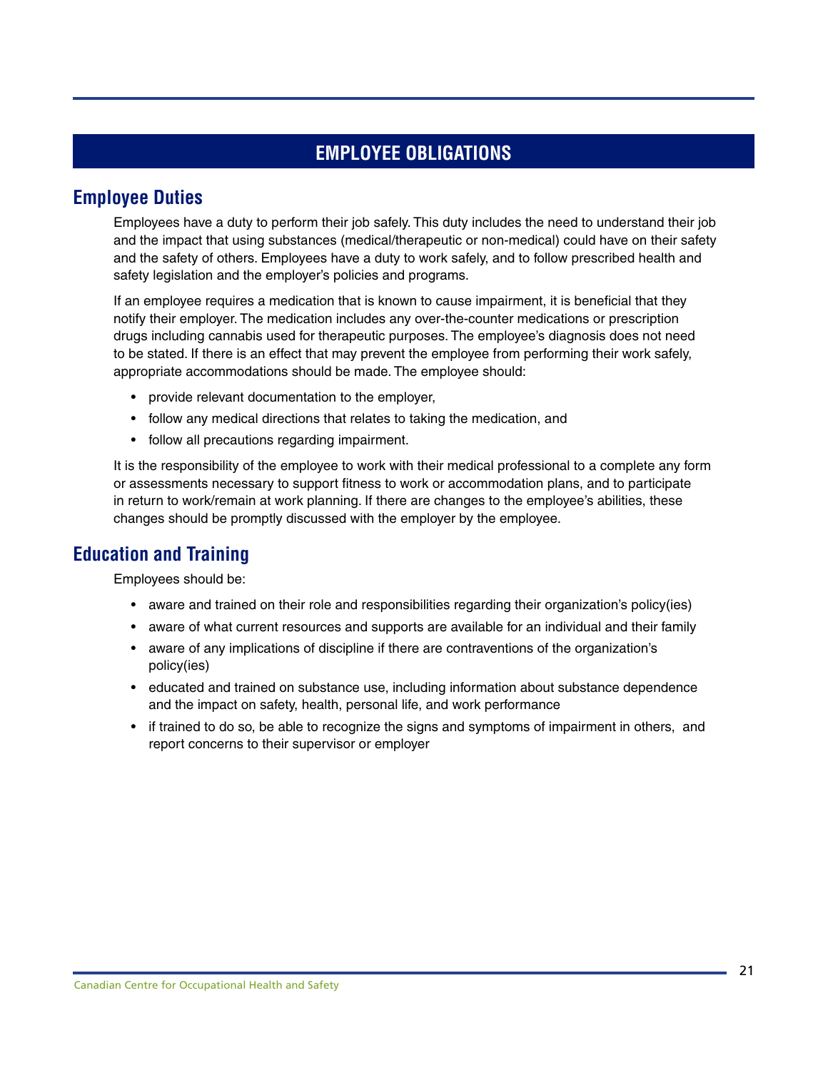# EMPLOYEE OBLIGATIONS

## Employee Duties

Employees have a duty to perform their job safely. This duty includes the need to understand their job and the impact that using substances (medical/therapeutic or non-medical) could have on their safety and the safety of others. Employees have a duty to work safely, and to follow prescribed health and safety legislation and the employer's policies and programs.

If an employee requires a medication that is known to cause impairment, it is beneficial that they notify their employer. The medication includes any over-the-counter medications or prescription drugs including cannabis used for therapeutic purposes. The employee's diagnosis does not need to be stated. If there is an effect that may prevent the employee from performing their work safely, appropriate accommodations should be made. The employee should:

- provide relevant documentation to the employer,
- follow any medical directions that relates to taking the medication, and
- follow all precautions regarding impairment.

It is the responsibility of the employee to work with their medical professional to a complete any form or assessments necessary to support fitness to work or accommodation plans, and to participate in return to work/remain at work planning. If there are changes to the employee's abilities, these changes should be promptly discussed with the employer by the employee.

## Education and Training

Employees should be:

- aware and trained on their role and responsibilities regarding their organization's policy(ies)
- aware of what current resources and supports are available for an individual and their family
- aware of any implications of discipline if there are contraventions of the organization's policy(ies)
- educated and trained on substance use, including information about substance dependence and the impact on safety, health, personal life, and work performance
- if trained to do so, be able to recognize the signs and symptoms of impairment in others, and report concerns to their supervisor or employer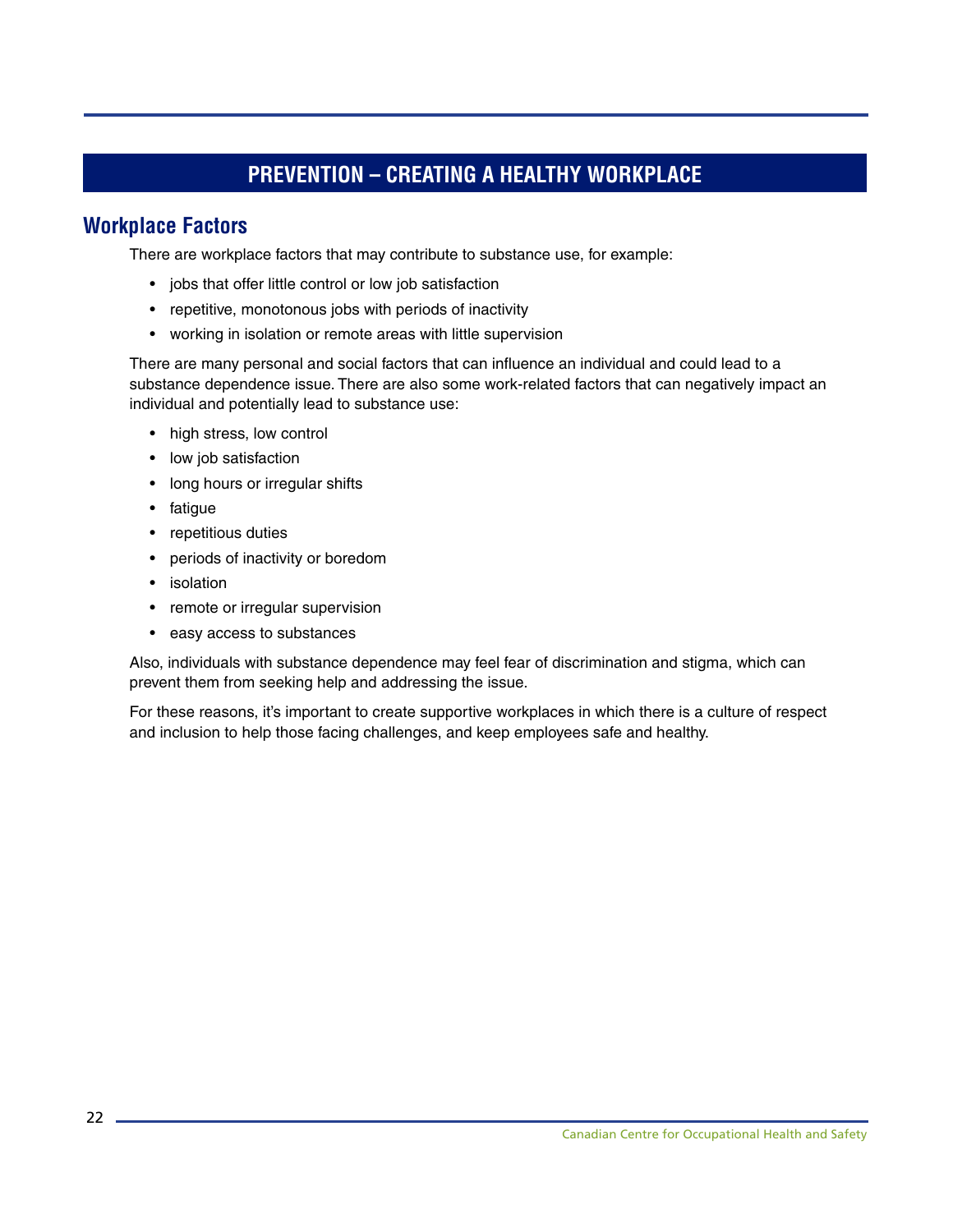# PREVENTION – CREATING A HEALTHY WORKPLACE

## Workplace Factors

There are workplace factors that may contribute to substance use, for example:

- jobs that offer little control or low job satisfaction
- repetitive, monotonous jobs with periods of inactivity
- working in isolation or remote areas with little supervision

There are many personal and social factors that can influence an individual and could lead to a substance dependence issue. There are also some work-related factors that can negatively impact an individual and potentially lead to substance use:

- high stress, low control
- low job satisfaction
- long hours or irregular shifts
- fatigue
- repetitious duties
- periods of inactivity or boredom
- isolation
- remote or irregular supervision
- easy access to substances

Also, individuals with substance dependence may feel fear of discrimination and stigma, which can prevent them from seeking help and addressing the issue.

For these reasons, it's important to create supportive workplaces in which there is a culture of respect and inclusion to help those facing challenges, and keep employees safe and healthy.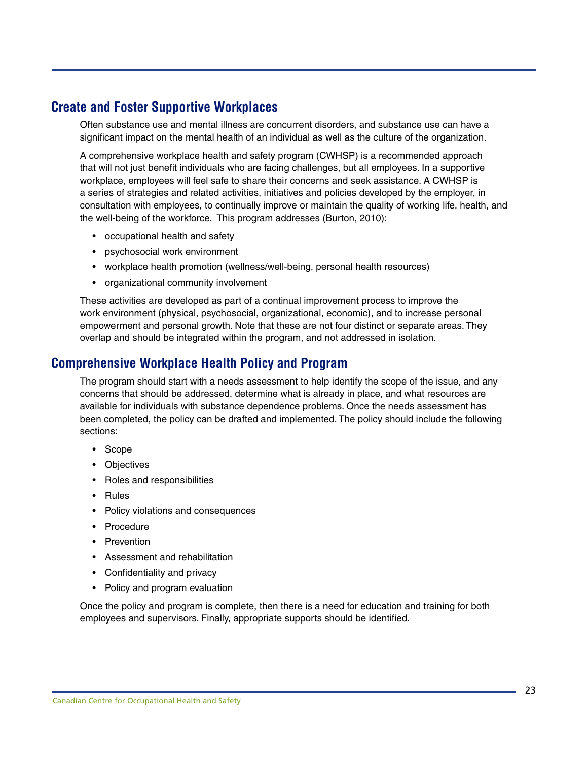## Create and Foster Supportive Workplaces

Often substance use and mental illness are concurrent disorders, and substance use can have a significant impact on the mental health of an individual as well as the culture of the organization.

A comprehensive workplace health and safety program (CWHSP) is a recommended approach that will not just benefit individuals who are facing challenges, but all employees. In a supportive workplace, employees will feel safe to share their concerns and seek assistance. A CWHSP is a series of strategies and related activities, initiatives and policies developed by the employer, in consultation with employees, to continually improve or maintain the quality of working life, health, and the well-being of the workforce. This program addresses (Burton, 2010):

- occupational health and safety
- psychosocial work environment
- workplace health promotion (wellness/well-being, personal health resources)
- organizational community involvement

These activities are developed as part of a continual improvement process to improve the work environment (physical, psychosocial, organizational, economic), and to increase personal empowerment and personal growth. Note that these are not four distinct or separate areas. They overlap and should be integrated within the program, and not addressed in isolation.

## Comprehensive Workplace Health Policy and Program

The program should start with a needs assessment to help identify the scope of the issue, and any concerns that should be addressed, determine what is already in place, and what resources are available for individuals with substance dependence problems. Once the needs assessment has been completed, the policy can be drafted and implemented. The policy should include the following sections:

- Scope
- Objectives
- Roles and responsibilities
- Rules
- Policy violations and consequences
- Procedure
- Prevention
- Assessment and rehabilitation
- Confidentiality and privacy
- Policy and program evaluation

Once the policy and program is complete, then there is a need for education and training for both employees and supervisors. Finally, appropriate supports should be identified.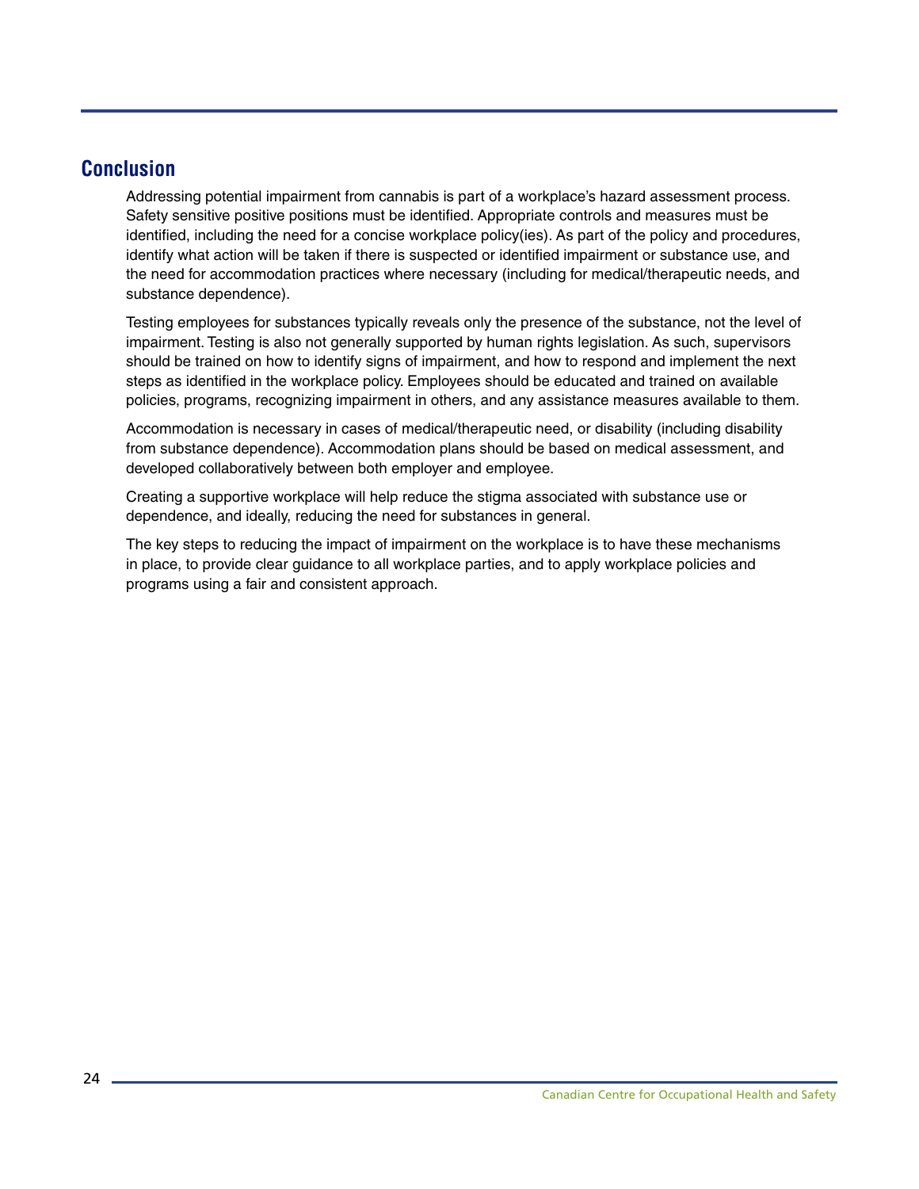## Conclusion

Addressing potential impairment from cannabis is part of a workplace's hazard assessment process. Safety sensitive positive positions must be identified. Appropriate controls and measures must be identified, including the need for a concise workplace policy(ies). As part of the policy and procedures, identify what action will be taken if there is suspected or identified impairment or substance use, and the need for accommodation practices where necessary (including for medical/therapeutic needs, and substance dependence).

Testing employees for substances typically reveals only the presence of the substance, not the level of impairment. Testing is also not generally supported by human rights legislation. As such, supervisors should be trained on how to identify signs of impairment, and how to respond and implement the next steps as identified in the workplace policy. Employees should be educated and trained on available policies, programs, recognizing impairment in others, and any assistance measures available to them.

Accommodation is necessary in cases of medical/therapeutic need, or disability (including disability from substance dependence). Accommodation plans should be based on medical assessment, and developed collaboratively between both employer and employee.

Creating a supportive workplace will help reduce the stigma associated with substance use or dependence, and ideally, reducing the need for substances in general.

The key steps to reducing the impact of impairment on the workplace is to have these mechanisms in place, to provide clear guidance to all workplace parties, and to apply workplace policies and programs using a fair and consistent approach.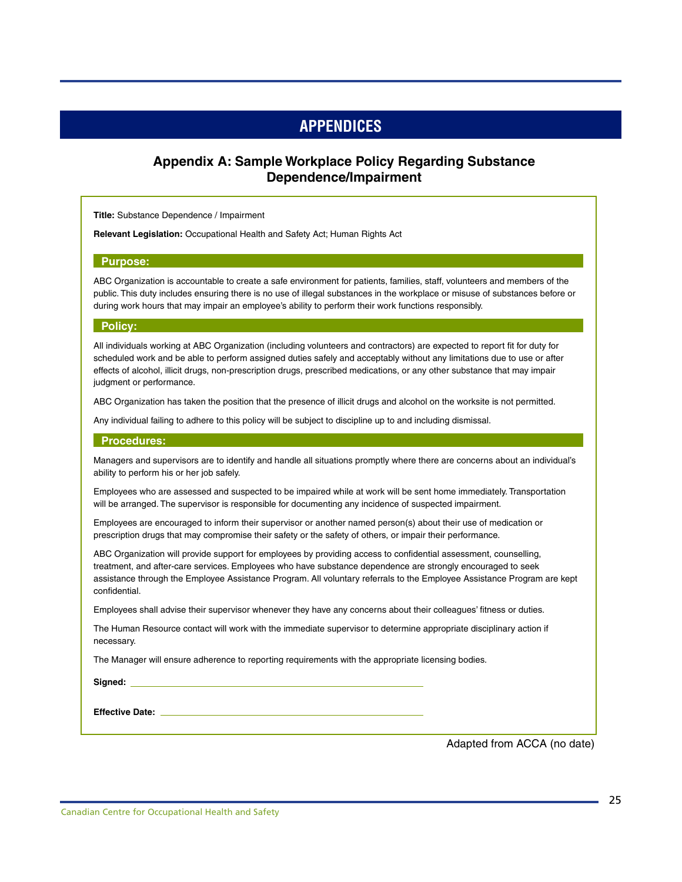# APPENDICES

## Appendix A: Sample Workplace Policy Regarding Substance Dependence/Impairment

**Title:** Substance Dependence / Impairment

**Relevant Legislation:** Occupational Health and Safety Act; Human Rights Act

### Purpose:

ABC Organization is accountable to create a safe environment for patients, families, staff, volunteers and members of the public. This duty includes ensuring there is no use of illegal substances in the workplace or misuse of substances before or during work hours that may impair an employee's ability to perform their work functions responsibly.

### Policy:

All individuals working at ABC Organization (including volunteers and contractors) are expected to report fit for duty for scheduled work and be able to perform assigned duties safely and acceptably without any limitations due to use or after effects of alcohol, illicit drugs, non-prescription drugs, prescribed medications, or any other substance that may impair judgment or performance.

ABC Organization has taken the position that the presence of illicit drugs and alcohol on the worksite is not permitted.

Any individual failing to adhere to this policy will be subject to discipline up to and including dismissal.

### Procedures:

Managers and supervisors are to identify and handle all situations promptly where there are concerns about an individual's ability to perform his or her job safely.

Employees who are assessed and suspected to be impaired while at work will be sent home immediately. Transportation will be arranged. The supervisor is responsible for documenting any incidence of suspected impairment.

Employees are encouraged to inform their supervisor or another named person(s) about their use of medication or prescription drugs that may compromise their safety or the safety of others, or impair their performance.

ABC Organization will provide support for employees by providing access to confidential assessment, counselling, treatment, and after-care services. Employees who have substance dependence are strongly encouraged to seek assistance through the Employee Assistance Program. All voluntary referrals to the Employee Assistance Program are kept confidential.

Employees shall advise their supervisor whenever they have any concerns about their colleagues' fitness or duties.

The Human Resource contact will work with the immediate supervisor to determine appropriate disciplinary action if necessary.

The Manager will ensure adherence to reporting requirements with the appropriate licensing bodies.

**Signed:** ____________________

**Effective Date:** ____________________

Adapted from ACCA (no date)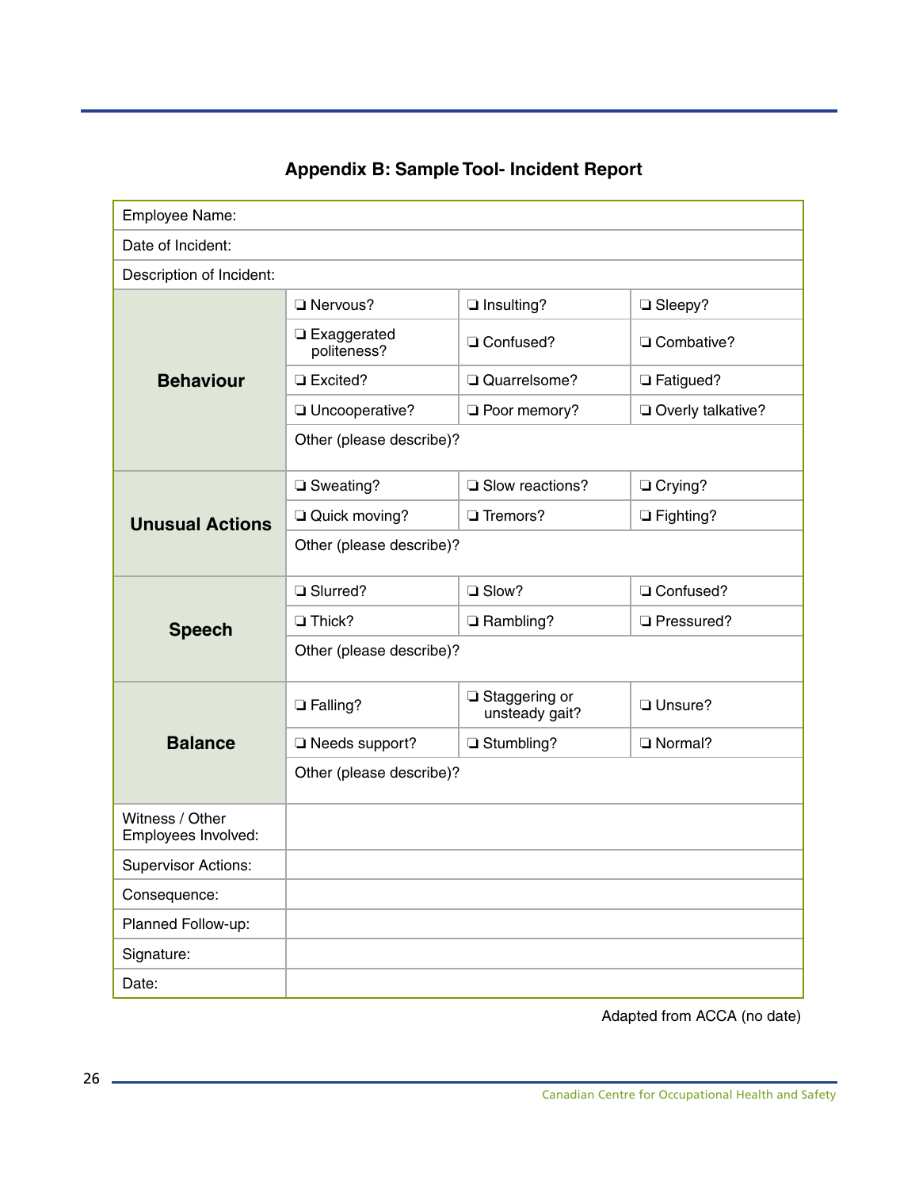## Appendix B: Sample Tool- Incident Report

| | | | |
|---|---|---|---|
| Employee Name: | | | |
| Date of Incident: | | | |
| Description of Incident: | | | |
| **Behaviour** | ❏ Nervous? | ❏ Insulting? | ❏ Sleepy? |
| | ❏ Exaggerated politeness? | ❏ Confused? | ❏ Combative? |
| | ❏ Excited? | ❏ Quarrelsome? | ❏ Fatigued? |
| | ❏ Uncooperative? | ❏ Poor memory? | ❏ Overly talkative? |
| | Other (please describe)? | | |
| **Unusual Actions** | ❏ Sweating? | ❏ Slow reactions? | ❏ Crying? |
| | ❏ Quick moving? | ❏ Tremors? | ❏ Fighting? |
| | Other (please describe)? | | |
| **Speech** | ❏ Slurred? | ❏ Slow? | ❏ Confused? |
| | ❏ Thick? | ❏ Rambling? | ❏ Pressured? |
| | Other (please describe)? | | |
| **Balance** | ❏ Falling? | ❏ Staggering or unsteady gait? | ❏ Unsure? |
| | ❏ Needs support? | ❏ Stumbling? | ❏ Normal? |
| | Other (please describe)? | | |
| Witness / Other Employees Involved: | | | |
| Supervisor Actions: | | | |
| Consequence: | | | |
| Planned Follow-up: | | | |
| Signature: | | | |
| Date: | | | |

Adapted from ACCA (no date)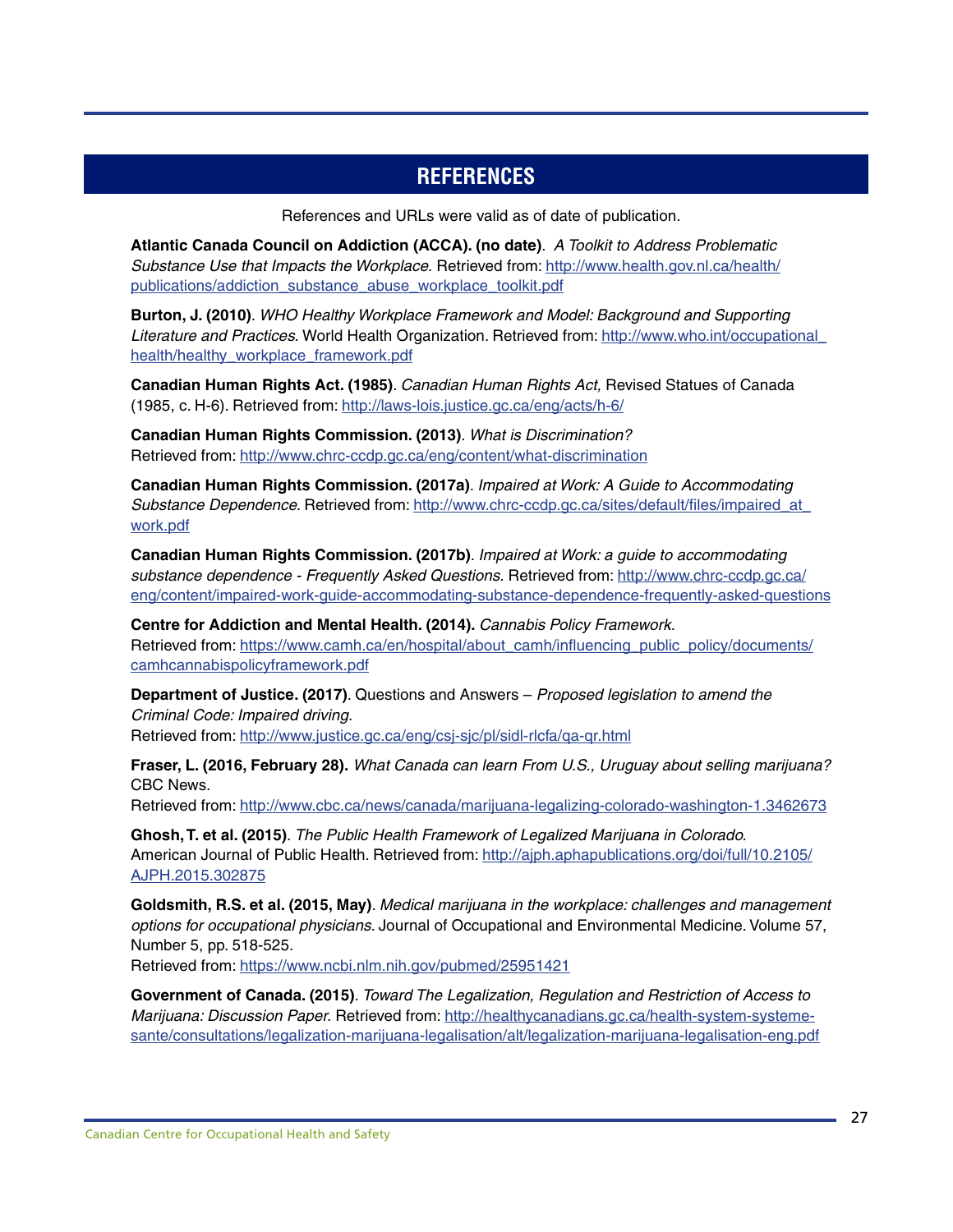## REFERENCES

References and URLs were valid as of date of publication.

**Atlantic Canada Council on Addiction (ACCA). (no date)**. *A Toolkit to Address Problematic Substance Use that Impacts the Workplace.* Retrieved from: http://www.health.gov.nl.ca/health/publications/addiction_substance_abuse_workplace_toolkit.pdf

**Burton, J. (2010)**. *WHO Healthy Workplace Framework and Model: Background and Supporting Literature and Practices*. World Health Organization. Retrieved from: http://www.who.int/occupational_health/healthy_workplace_framework.pdf

**Canadian Human Rights Act. (1985)**. *Canadian Human Rights Act,* Revised Statues of Canada (1985, c. H-6). Retrieved from: http://laws-lois.justice.gc.ca/eng/acts/h-6/

**Canadian Human Rights Commission. (2013)**. *What is Discrimination?* Retrieved from: http://www.chrc-ccdp.gc.ca/eng/content/what-discrimination

**Canadian Human Rights Commission. (2017a)**. *Impaired at Work: A Guide to Accommodating Substance Dependence.* Retrieved from: http://www.chrc-ccdp.gc.ca/sites/default/files/impaired_at_work.pdf

**Canadian Human Rights Commission. (2017b)**. *Impaired at Work: a guide to accommodating substance dependence - Frequently Asked Questions.* Retrieved from: http://www.chrc-ccdp.gc.ca/eng/content/impaired-work-guide-accommodating-substance-dependence-frequently-asked-questions

**Centre for Addiction and Mental Health. (2014).** *Cannabis Policy Framework.* Retrieved from: https://www.camh.ca/en/hospital/about_camh/influencing_public_policy/documents/camhcannabispolicyframework.pdf

**Department of Justice. (2017)**. Questions and Answers – *Proposed legislation to amend the Criminal Code: Impaired driving.* Retrieved from: http://www.justice.gc.ca/eng/csj-sjc/pl/sidl-rlcfa/qa-qr.html

**Fraser, L. (2016, February 28).** *What Canada can learn From U.S., Uruguay about selling marijuana?* CBC News. Retrieved from: http://www.cbc.ca/news/canada/marijuana-legalizing-colorado-washington-1.3462673

**Ghosh, T. et al. (2015)**. *The Public Health Framework of Legalized Marijuana in Colorado.* American Journal of Public Health. Retrieved from: http://ajph.aphapublications.org/doi/full/10.2105/AJPH.2015.302875

**Goldsmith, R.S. et al. (2015, May)**. *Medical marijuana in the workplace: challenges and management options for occupational physicians.* Journal of Occupational and Environmental Medicine. Volume 57, Number 5, pp. 518-525. Retrieved from: https://www.ncbi.nlm.nih.gov/pubmed/25951421

**Government of Canada. (2015)**. *Toward The Legalization, Regulation and Restriction of Access to Marijuana: Discussion Paper.* Retrieved from: http://healthycanadians.gc.ca/health-system-systeme-sante/consultations/legalization-marijuana-legalisation/alt/legalization-marijuana-legalisation-eng.pdf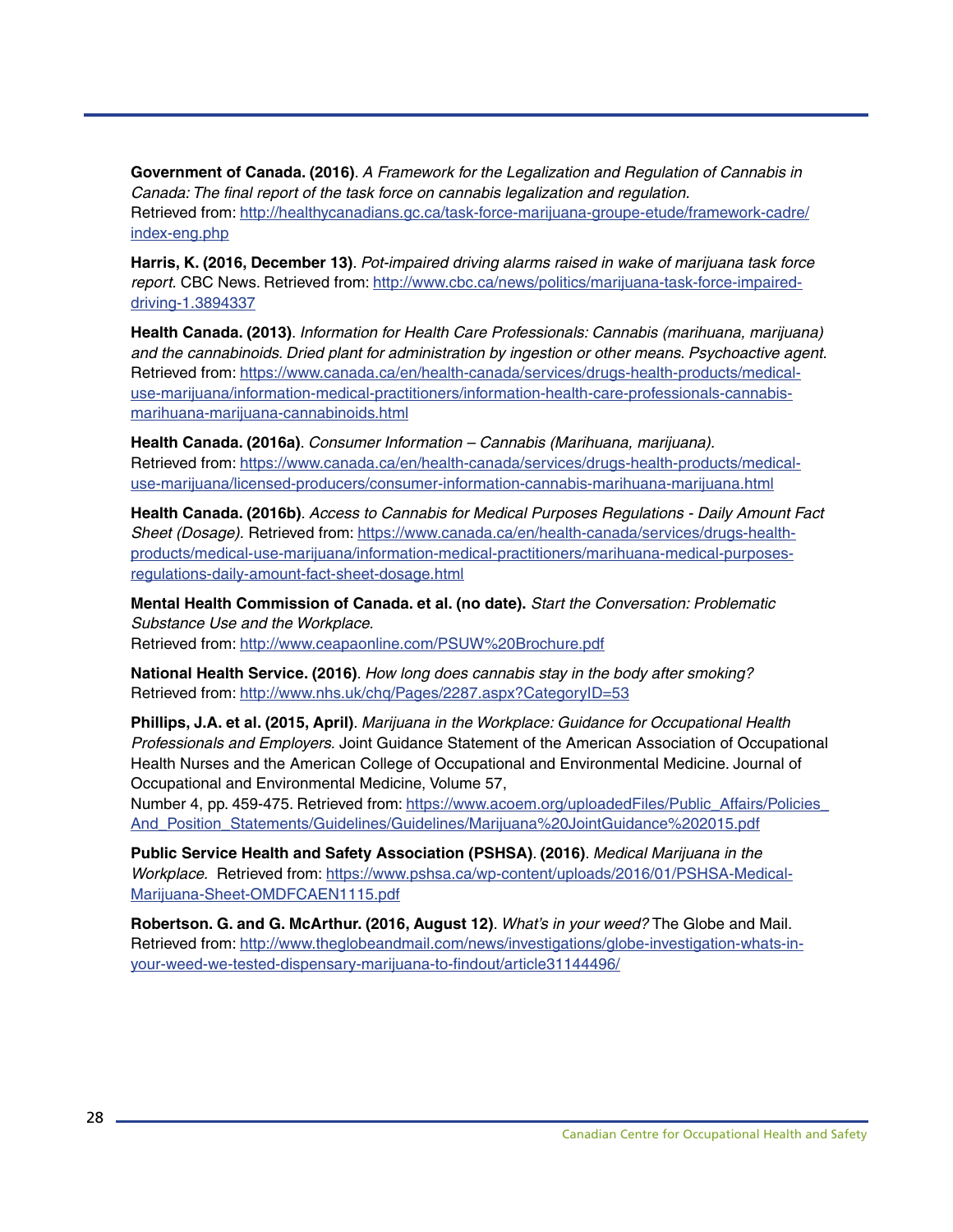**Government of Canada. (2016)**. *A Framework for the Legalization and Regulation of Cannabis in Canada: The final report of the task force on cannabis legalization and regulation.* Retrieved from: http://healthycanadians.gc.ca/task-force-marijuana-groupe-etude/framework-cadre/index-eng.php

**Harris, K. (2016, December 13)**. *Pot-impaired driving alarms raised in wake of marijuana task force report.* CBC News. Retrieved from: http://www.cbc.ca/news/politics/marijuana-task-force-impaired-driving-1.3894337

**Health Canada. (2013)**. *Information for Health Care Professionals: Cannabis (marihuana, marijuana) and the cannabinoids. Dried plant for administration by ingestion or other means. Psychoactive agent.* Retrieved from: https://www.canada.ca/en/health-canada/services/drugs-health-products/medical-use-marijuana/information-medical-practitioners/information-health-care-professionals-cannabis-marihuana-marijuana-cannabinoids.html

**Health Canada. (2016a)**. *Consumer Information – Cannabis (Marihuana, marijuana).* Retrieved from: https://www.canada.ca/en/health-canada/services/drugs-health-products/medical-use-marijuana/licensed-producers/consumer-information-cannabis-marihuana-marijuana.html

**Health Canada. (2016b)**. *Access to Cannabis for Medical Purposes Regulations - Daily Amount Fact Sheet (Dosage).* Retrieved from: https://www.canada.ca/en/health-canada/services/drugs-health-products/medical-use-marijuana/information-medical-practitioners/marihuana-medical-purposes-regulations-daily-amount-fact-sheet-dosage.html

**Mental Health Commission of Canada. et al. (no date).** *Start the Conversation: Problematic Substance Use and the Workplace.* Retrieved from: http://www.ceapaonline.com/PSUW%20Brochure.pdf

**National Health Service. (2016)**. *How long does cannabis stay in the body after smoking?* Retrieved from: http://www.nhs.uk/chq/Pages/2287.aspx?CategoryID=53

**Phillips, J.A. et al. (2015, April)**. *Marijuana in the Workplace: Guidance for Occupational Health Professionals and Employers.* Joint Guidance Statement of the American Association of Occupational Health Nurses and the American College of Occupational and Environmental Medicine. Journal of Occupational and Environmental Medicine, Volume 57, Number 4, pp. 459-475. Retrieved from: https://www.acoem.org/uploadedFiles/Public_Affairs/Policies_And_Position_Statements/Guidelines/Guidelines/Marijuana%20JointGuidance%202015.pdf

**Public Service Health and Safety Association (PSHSA)**. **(2016)**. *Medical Marijuana in the Workplace.* Retrieved from: https://www.pshsa.ca/wp-content/uploads/2016/01/PSHSA-Medical-Marijuana-Sheet-OMDFCAEN1115.pdf

**Robertson. G. and G. McArthur. (2016, August 12)**. *What's in your weed?* The Globe and Mail. Retrieved from: http://www.theglobeandmail.com/news/investigations/globe-investigation-whats-in-your-weed-we-tested-dispensary-marijuana-to-findout/article31144496/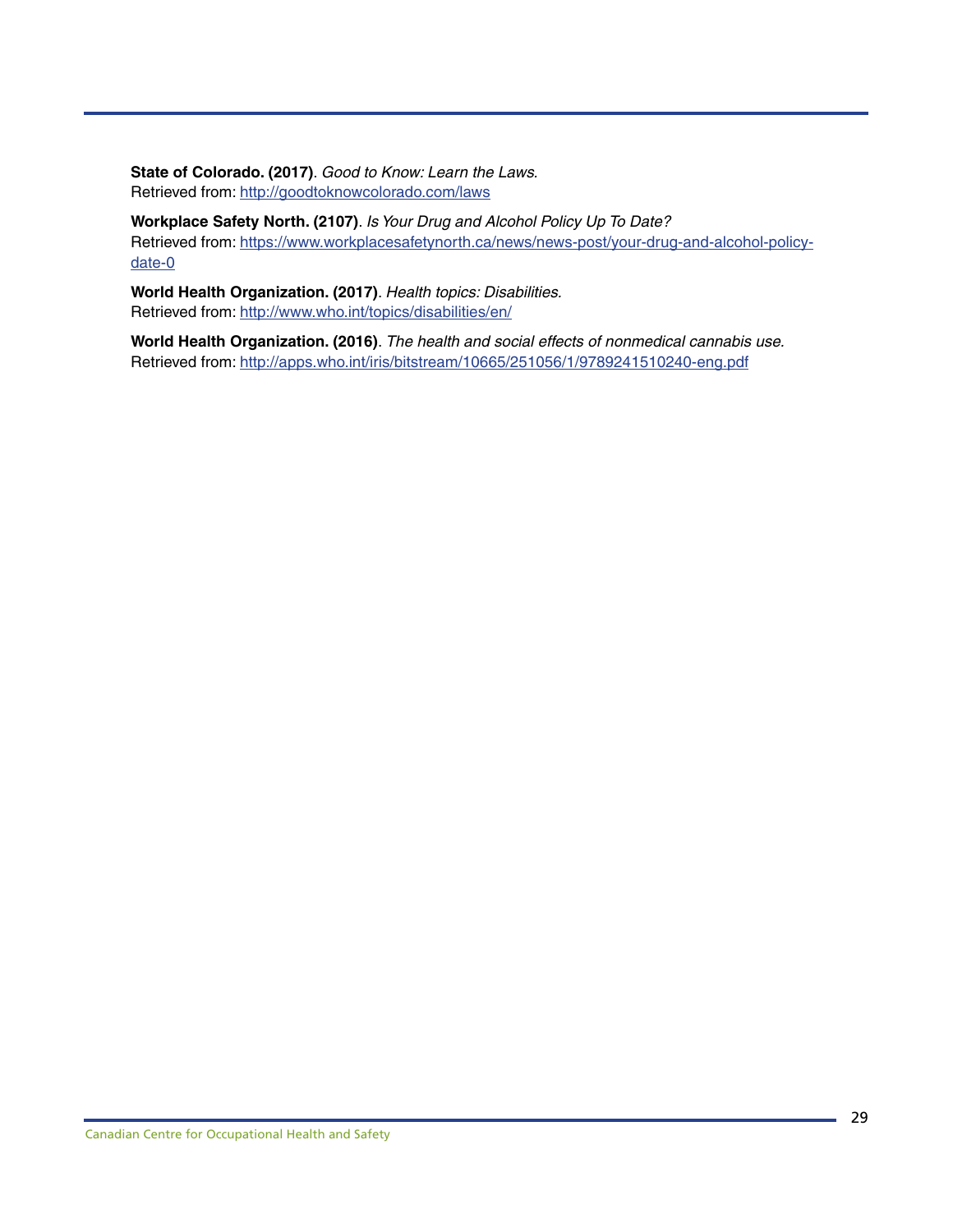**State of Colorado. (2017)**. *Good to Know: Learn the Laws.*
Retrieved from: http://goodtoknowcolorado.com/laws

**Workplace Safety North. (2107)**. *Is Your Drug and Alcohol Policy Up To Date?*
Retrieved from: https://www.workplacesafetynorth.ca/news/news-post/your-drug-and-alcohol-policy-date-0

**World Health Organization. (2017)**. *Health topics: Disabilities.*
Retrieved from: http://www.who.int/topics/disabilities/en/

**World Health Organization. (2016)**. *The health and social effects of nonmedical cannabis use.*
Retrieved from: http://apps.who.int/iris/bitstream/10665/251056/1/9789241510240-eng.pdf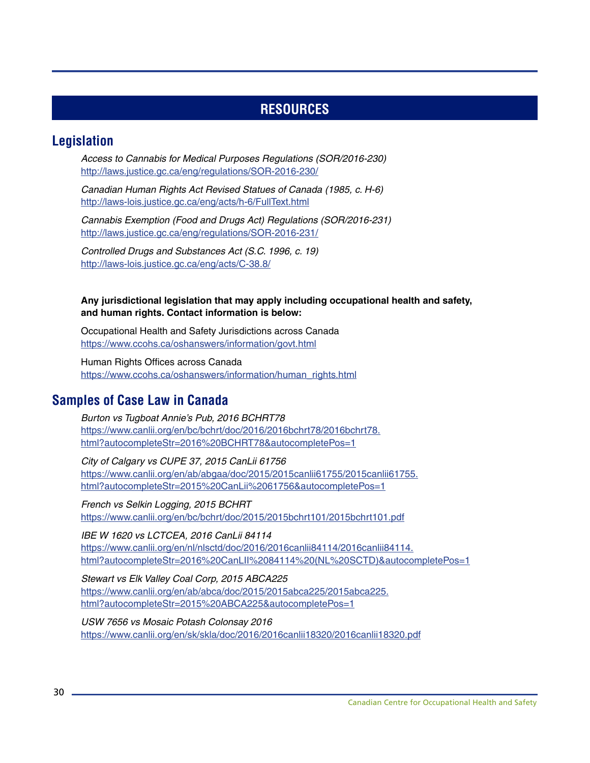# RESOURCES

## Legislation

*Access to Cannabis for Medical Purposes Regulations (SOR/2016-230)*
http://laws.justice.gc.ca/eng/regulations/SOR-2016-230/

*Canadian Human Rights Act Revised Statues of Canada (1985, c. H-6)*
http://laws-lois.justice.gc.ca/eng/acts/h-6/FullText.html

*Cannabis Exemption (Food and Drugs Act) Regulations (SOR/2016-231)*
http://laws.justice.gc.ca/eng/regulations/SOR-2016-231/

*Controlled Drugs and Substances Act (S.C. 1996, c. 19)*
http://laws-lois.justice.gc.ca/eng/acts/C-38.8/

**Any jurisdictional legislation that may apply including occupational health and safety, and human rights. Contact information is below:**

Occupational Health and Safety Jurisdictions across Canada
https://www.ccohs.ca/oshanswers/information/govt.html

Human Rights Offices across Canada
https://www.ccohs.ca/oshanswers/information/human_rights.html

## Samples of Case Law in Canada

*Burton vs Tugboat Annie's Pub, 2016 BCHRT78*
https://www.canlii.org/en/bc/bchrt/doc/2016/2016bchrt78/2016bchrt78.html?autocompleteStr=2016%20BCHRT78&autocompletePos=1

*City of Calgary vs CUPE 37, 2015 CanLii 61756*
https://www.canlii.org/en/ab/abgaa/doc/2015/2015canlii61755/2015canlii61755.html?autocompleteStr=2015%20CanLii%2061756&autocompletePos=1

*French vs Selkin Logging, 2015 BCHRT*
https://www.canlii.org/en/bc/bchrt/doc/2015/2015bchrt101/2015bchrt101.pdf

*IBE W 1620 vs LCTCEA, 2016 CanLii 84114*
https://www.canlii.org/en/nl/nlsctd/doc/2016/2016canlii84114/2016canlii84114.html?autocompleteStr=2016%20CanLII%2084114%20(NL%20SCTD)&autocompletePos=1

*Stewart vs Elk Valley Coal Corp, 2015 ABCA225*
https://www.canlii.org/en/ab/abca/doc/2015/2015abca225/2015abca225.html?autocompleteStr=2015%20ABCA225&autocompletePos=1

*USW 7656 vs Mosaic Potash Colonsay 2016*
https://www.canlii.org/en/sk/skla/doc/2016/2016canlii18320/2016canlii18320.pdf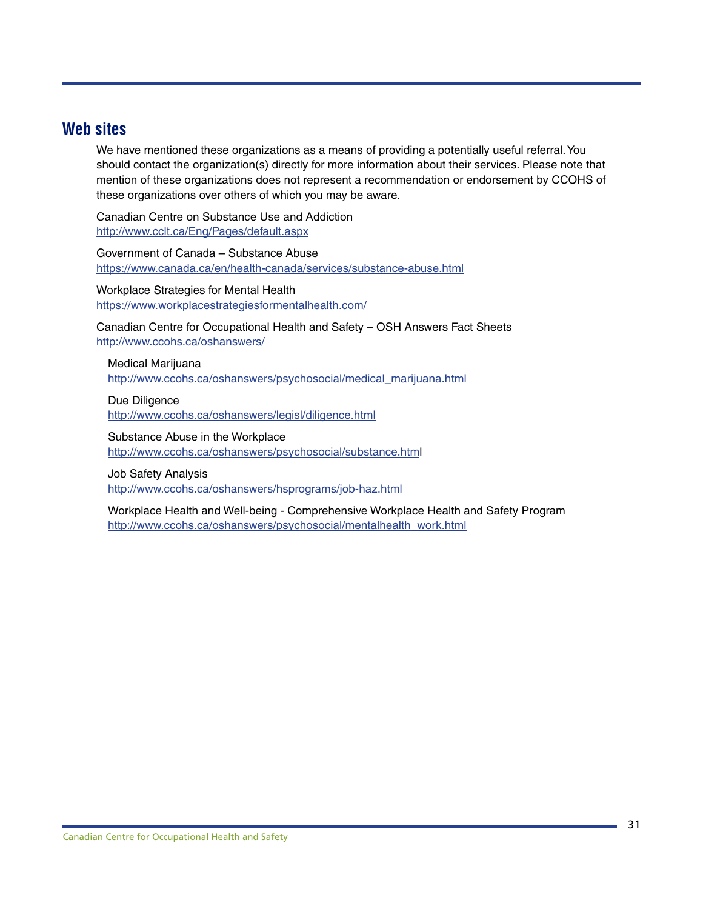## Web sites

We have mentioned these organizations as a means of providing a potentially useful referral. You should contact the organization(s) directly for more information about their services. Please note that mention of these organizations does not represent a recommendation or endorsement by CCOHS of these organizations over others of which you may be aware.

Canadian Centre on Substance Use and Addiction
http://www.cclt.ca/Eng/Pages/default.aspx

Government of Canada – Substance Abuse
https://www.canada.ca/en/health-canada/services/substance-abuse.html

Workplace Strategies for Mental Health
https://www.workplacestrategiesformentalhealth.com/

Canadian Centre for Occupational Health and Safety – OSH Answers Fact Sheets
http://www.ccohs.ca/oshanswers/

Medical Marijuana
http://www.ccohs.ca/oshanswers/psychosocial/medical_marijuana.html

Due Diligence
http://www.ccohs.ca/oshanswers/legisl/diligence.html

Substance Abuse in the Workplace
http://www.ccohs.ca/oshanswers/psychosocial/substance.html

Job Safety Analysis
http://www.ccohs.ca/oshanswers/hsprograms/job-haz.html

Workplace Health and Well-being - Comprehensive Workplace Health and Safety Program
http://www.ccohs.ca/oshanswers/psychosocial/mentalhealth_work.html